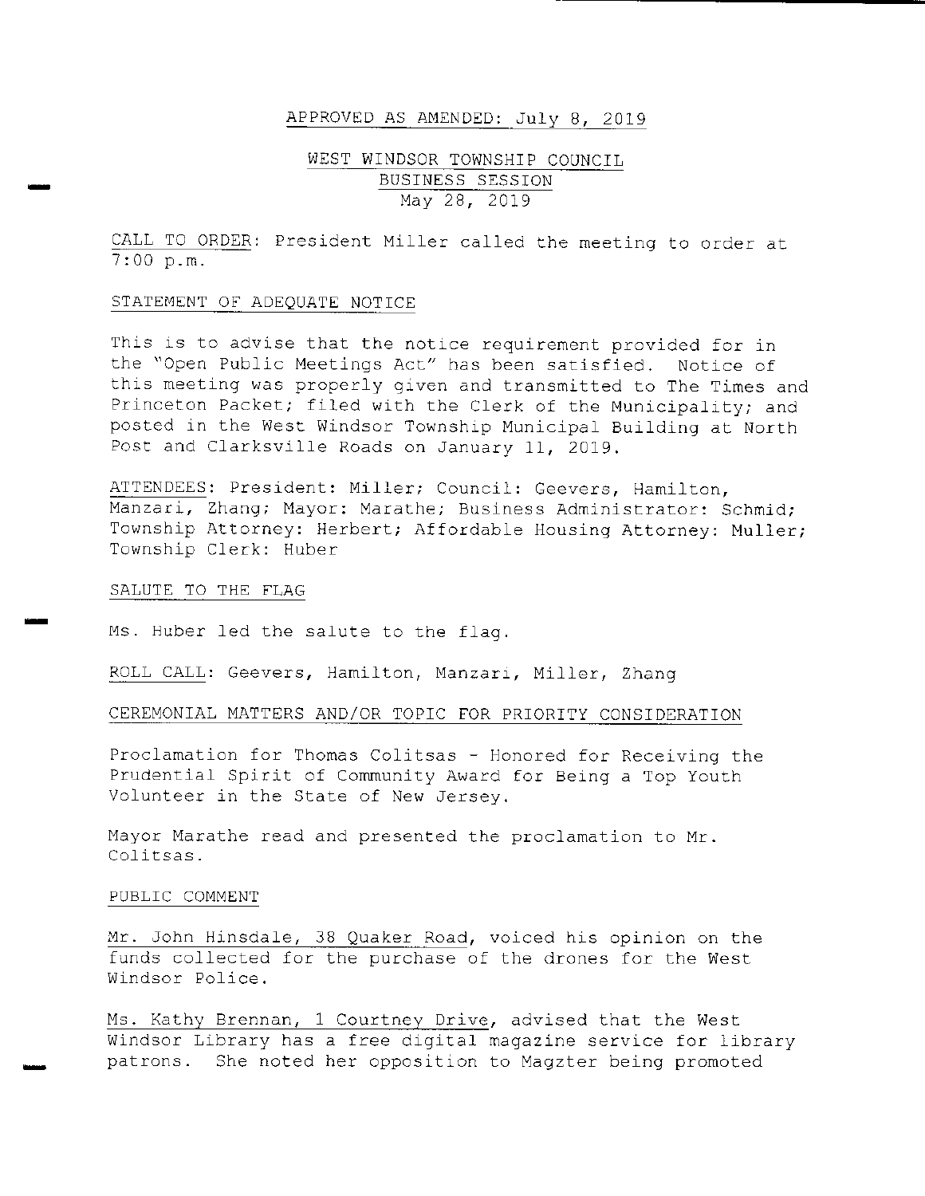APPROVED AS AMENDED: July 8, 2019

# WEST WINDSOR TOWNSHIP COUNCIL
## BUSINESS SESSION
May 28, 2019

CALL TO ORDER: President Miller called the meeting to order at 7:00 p.m.

STATEMENT OF ADEQUATE NOTICE

This is to advise that the notice requirement provided for in the "Open Public Meetings Act" has been satisfied. Notice of this meeting was properly given and transmitted to The Times and Princeton Packet; filed with the Clerk of the Municipality; and posted in the West Windsor Township Municipal Building at North Post and Clarksville Roads on January 11, 2019.

ATTENDEES: President: Miller; Council: Geevers, Hamilton, Manzari, Zhang; Mayor: Marathe; Business Administrator: Schmid; Township Attorney: Herbert; Affordable Housing Attorney: Muller; Township Clerk: Huber

SALUTE TO THE FLAG

Ms. Huber led the salute to the flag.

ROLL CALL: Geevers, Hamilton, Manzari, Miller, Zhang

CEREMONIAL MATTERS AND/OR TOPIC FOR PRIORITY CONSIDERATION

Proclamation for Thomas Colitsas - Honored for Receiving the Prudential Spirit of Community Award for Being a Top Youth Volunteer in the State of New Jersey.

Mayor Marathe read and presented the proclamation to Mr. Colitsas.

PUBLIC COMMENT

Mr. John Hinsdale, 38 Quaker Road, voiced his opinion on the funds collected for the purchase of the drones for the West Windsor Police.

Ms. Kathy Brennan, 1 Courtney Drive, advised that the West Windsor Library has a free digital magazine service for library patrons. She noted her opposition to Magzter being promoted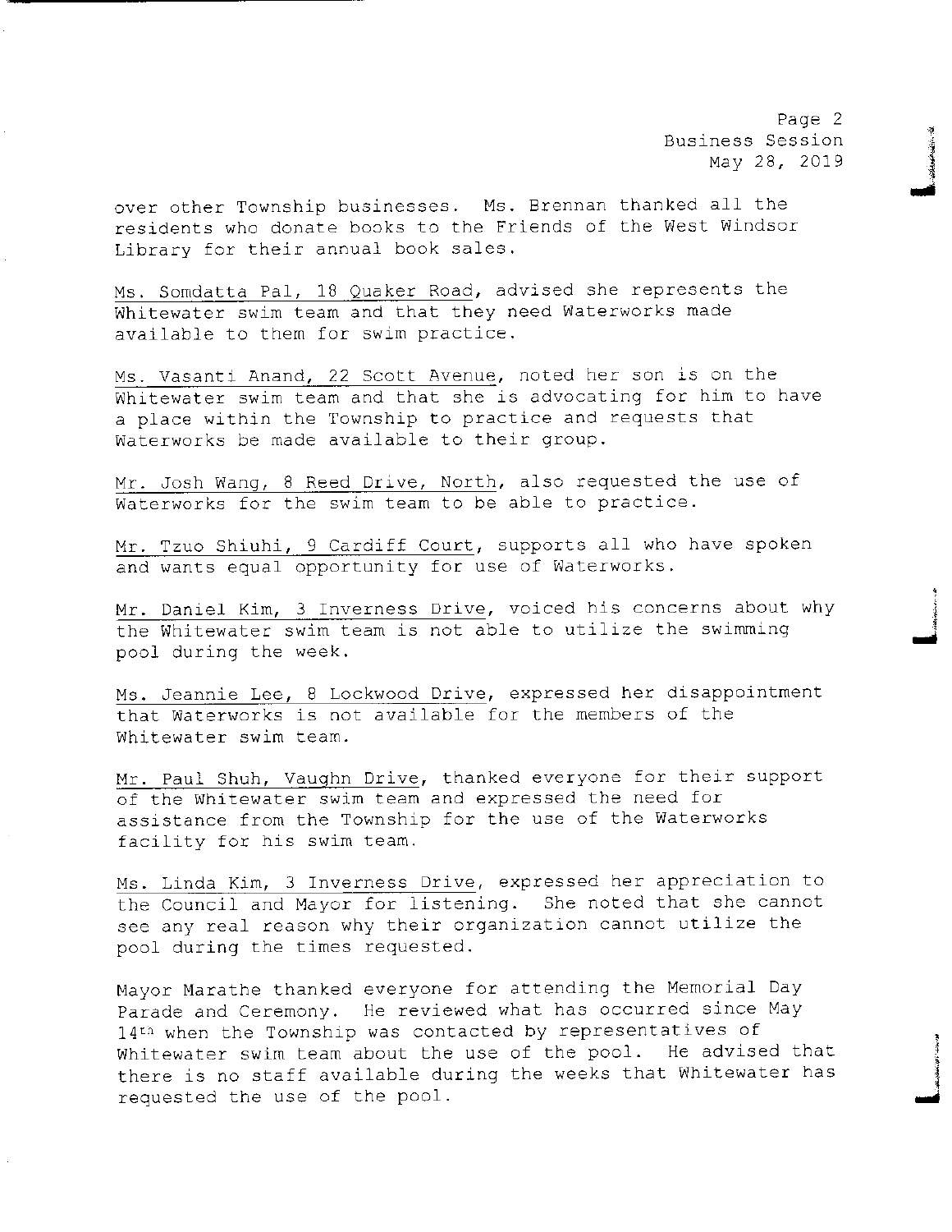over other Township businesses. Ms. Brennan thanked all the residents who donate books to the Friends of the West Windsor Library for their annual book sales.

Ms. Somdatta Pal, 18 Quaker Road, advised she represents the Whitewater swim team and that they need Waterworks made available to them for swim practice.

Ms. Vasanti Anand, 22 Scott Avenue, noted her son is on the Whitewater swim team and that she is advocating for him to have a place within the Township to practice and requests that Waterworks be made available to their group.

Mr. Josh Wang, 8 Reed Drive, North, also requested the use of Waterworks for the swim team to be able to practice.

Mr. Tzuo Shiuhi, 9 Cardiff Court, supports all who have spoken and wants equal opportunity for use of Waterworks.

Mr. Daniel Kim, 3 Inverness Drive, voiced his concerns about why the Whitewater swim team is not able to utilize the swimming pool during the week.

Ms. Jeannie Lee, 8 Lockwood Drive, expressed her disappointment that Waterworks is not available for the members of the Whitewater swim team.

Mr. Paul Shuh, Vaughn Drive, thanked everyone for their support of the Whitewater swim team and expressed the need for assistance from the Township for the use of the Waterworks facility for his swim team.

Ms. Linda Kim, 3 Inverness Drive, expressed her appreciation to the Council and Mayor for listening. She noted that she cannot see any real reason why their organization cannot utilize the pool during the times requested.

Mayor Marathe thanked everyone for attending the Memorial Day Parade and Ceremony. He reviewed what has occurred since May 14th when the Township was contacted by representatives of Whitewater swim team about the use of the pool. He advised that there is no staff available during the weeks that Whitewater has requested the use of the pool.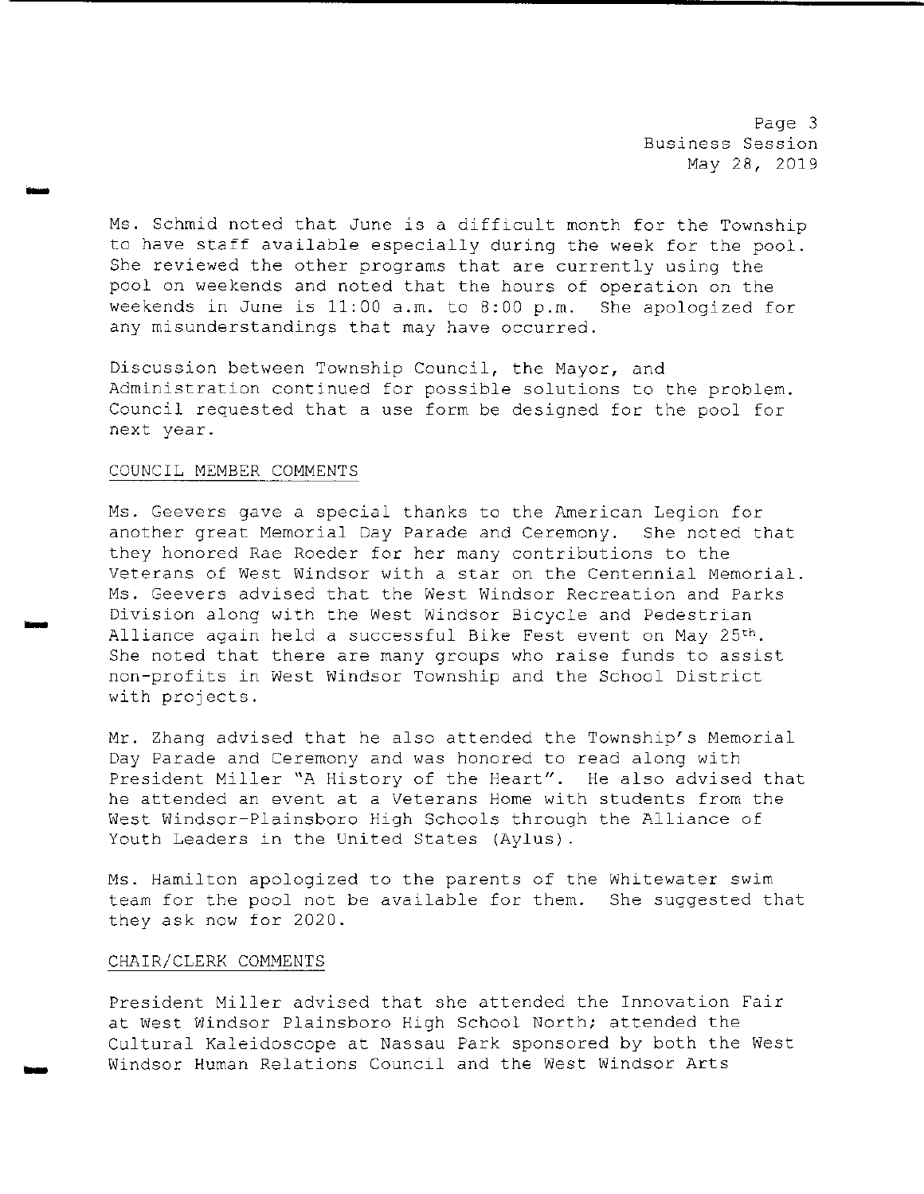Ms. Schmid noted that June is a difficult month for the Township to have staff available especially during the week for the pool. She reviewed the other programs that are currently using the pool on weekends and noted that the hours of operation on the weekends in June is 11:00 a.m. to 8:00 p.m. She apologized for any misunderstandings that may have occurred.

Discussion between Township Council, the Mayor, and Administration continued for possible solutions to the problem. Council requested that a use form be designed for the pool for next year.

## COUNCIL MEMBER COMMENTS

Ms. Geevers gave a special thanks to the American Legion for another great Memorial Day Parade and Ceremony. She noted that they honored Rae Roeder for her many contributions to the Veterans of West Windsor with a star on the Centennial Memorial. Ms. Geevers advised that the West Windsor Recreation and Parks Division along with the West Windsor Bicycle and Pedestrian Alliance again held a successful Bike Fest event on May 25th. She noted that there are many groups who raise funds to assist non-profits in West Windsor Township and the School District with projects.

Mr. Zhang advised that he also attended the Township's Memorial Day Parade and Ceremony and was honored to read along with President Miller "A History of the Heart". He also advised that he attended an event at a Veterans Home with students from the West Windsor-Plainsboro High Schools through the Alliance of Youth Leaders in the United States (Aylus).

Ms. Hamilton apologized to the parents of the Whitewater swim team for the pool not be available for them. She suggested that they ask now for 2020.

## CHAIR/CLERK COMMENTS

President Miller advised that she attended the Innovation Fair at West Windsor Plainsboro High School North; attended the Cultural Kaleidoscope at Nassau Park sponsored by both the West Windsor Human Relations Council and the West Windsor Arts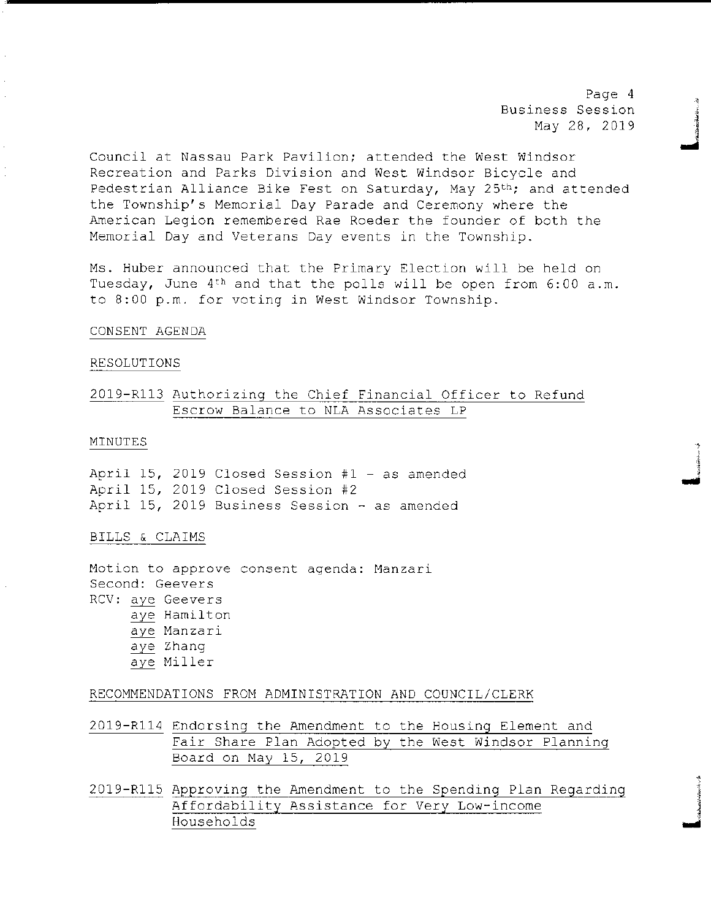Council at Nassau Park Pavilion; attended the West Windsor Recreation and Parks Division and West Windsor Bicycle and Pedestrian Alliance Bike Fest on Saturday, May 25th; and attended the Township's Memorial Day Parade and Ceremony where the American Legion remembered Rae Roeder the founder of both the Memorial Day and Veterans Day events in the Township.

Ms. Huber announced that the Primary Election will be held on Tuesday, June 4th and that the polls will be open from 6:00 a.m. to 8:00 p.m. for voting in West Windsor Township.

CONSENT AGENDA

RESOLUTIONS

2019-R113 Authorizing the Chief Financial Officer to Refund Escrow Balance to NLA Associates LP

MINUTES

April 15, 2019 Closed Session #1 - as amended
April 15, 2019 Closed Session #2
April 15, 2019 Business Session - as amended

BILLS & CLAIMS

Motion to approve consent agenda: Manzari
Second: Geevers
RCV: aye Geevers
aye Hamilton
aye Manzari
aye Zhang
aye Miller

RECOMMENDATIONS FROM ADMINISTRATION AND COUNCIL/CLERK

2019-R114 Endorsing the Amendment to the Housing Element and Fair Share Plan Adopted by the West Windsor Planning Board on May 15, 2019

2019-R115 Approving the Amendment to the Spending Plan Regarding Affordability Assistance for Very Low-income Households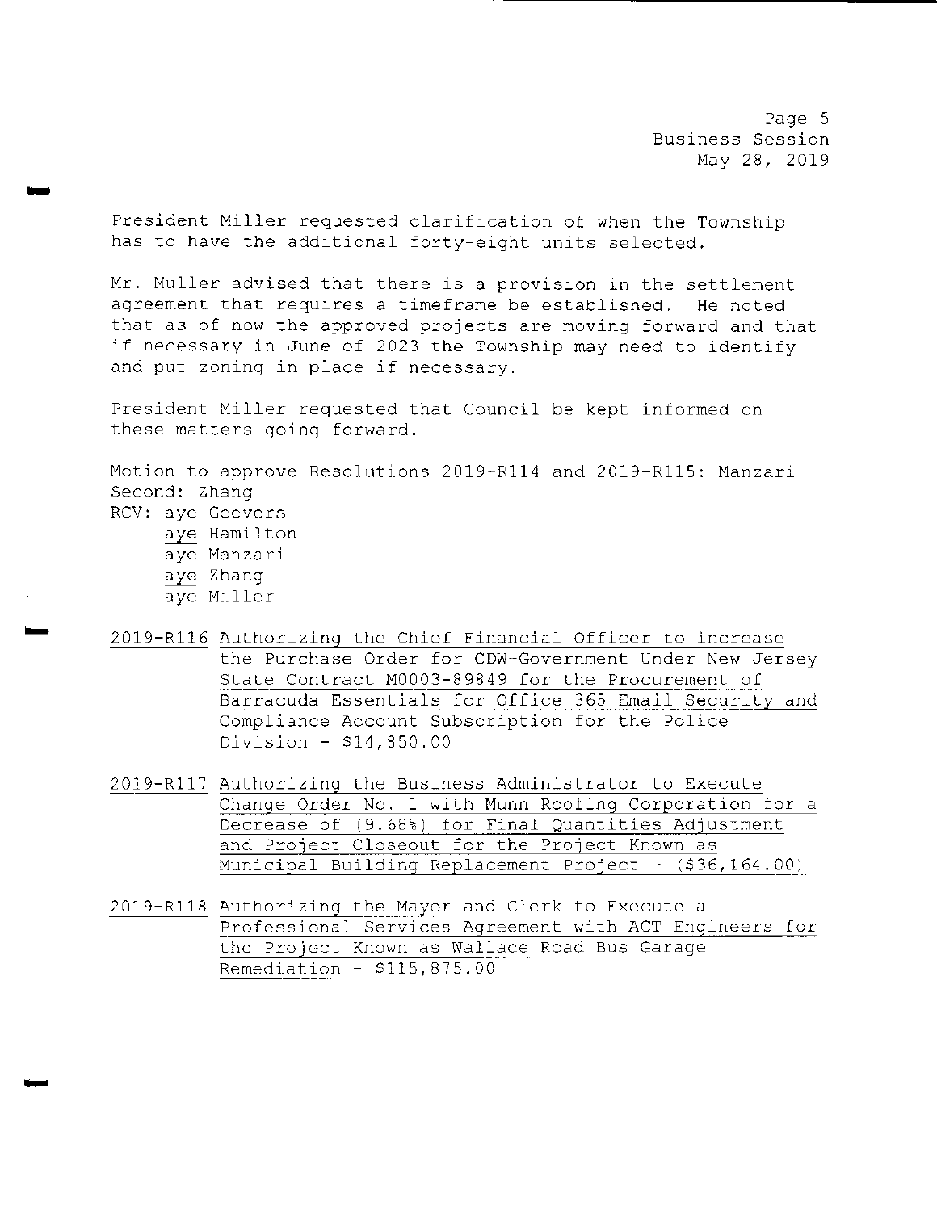President Miller requested clarification of when the Township has to have the additional forty-eight units selected.

Mr. Muller advised that there is a provision in the settlement agreement that requires a timeframe be established. He noted that as of now the approved projects are moving forward and that if necessary in June of 2023 the Township may need to identify and put zoning in place if necessary.

President Miller requested that Council be kept informed on these matters going forward.

Motion to approve Resolutions 2019-R114 and 2019-R115: Manzari
Second: Zhang
RCV: aye Geevers
aye Hamilton
aye Manzari
aye Zhang
aye Miller

2019-R116 Authorizing the Chief Financial Officer to increase the Purchase Order for CDW-Government Under New Jersey State Contract M0003-89849 for the Procurement of Barracuda Essentials for Office 365 Email Security and Compliance Account Subscription for the Police Division - $14,850.00

2019-R117 Authorizing the Business Administrator to Execute Change Order No. 1 with Munn Roofing Corporation for a Decrease of (9.68%) for Final Quantities Adjustment and Project Closeout for the Project Known as Municipal Building Replacement Project - ($36,164.00)

2019-R118 Authorizing the Mayor and Clerk to Execute a Professional Services Agreement with ACT Engineers for the Project Known as Wallace Road Bus Garage Remediation - $115,875.00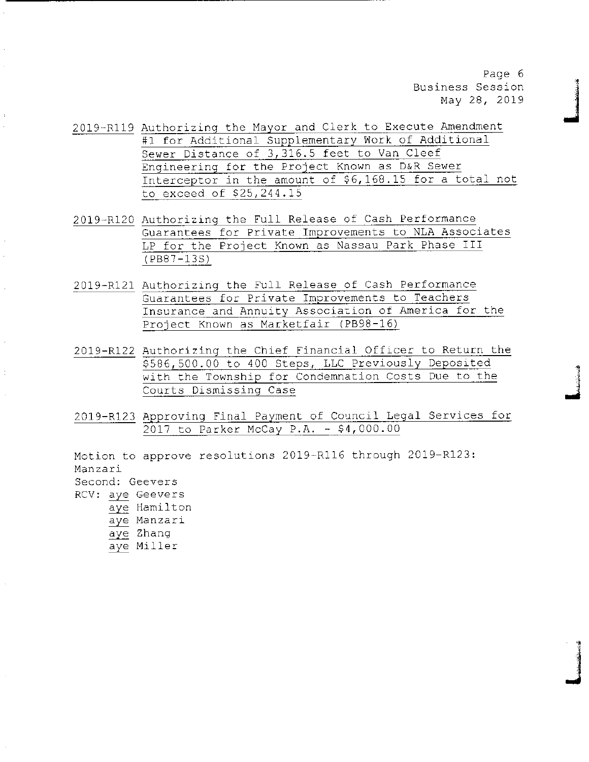2019-R119 Authorizing the Mayor and Clerk to Execute Amendment #1 for Additional Supplementary Work of Additional Sewer Distance of 3,316.5 feet to Van Cleef Engineering for the Project Known as D&R Sewer Interceptor in the amount of $6,168.15 for a total not to exceed of $25,244.15

2019-R120 Authorizing the Full Release of Cash Performance Guarantees for Private Improvements to NLA Associates LP for the Project Known as Nassau Park Phase III (PB87-13S)

2019-R121 Authorizing the Full Release of Cash Performance Guarantees for Private Improvements to Teachers Insurance and Annuity Association of America for the Project Known as Marketfair (PB98-16)

2019-R122 Authorizing the Chief Financial Officer to Return the $586,500.00 to 400 Steps, LLC Previously Deposited with the Township for Condemnation Costs Due to the Courts Dismissing Case

2019-R123 Approving Final Payment of Council Legal Services for 2017 to Parker McCay P.A. - $4,000.00

Motion to approve resolutions 2019-R116 through 2019-R123: Manzari
Second: Geevers
RCV: aye Geevers
aye Hamilton
aye Manzari
aye Zhang
aye Miller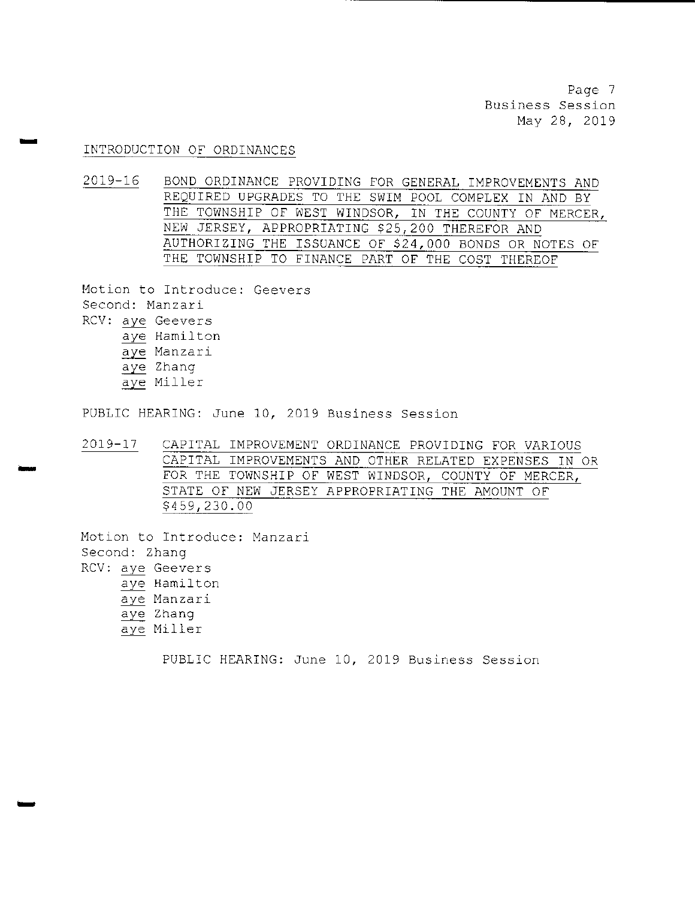## INTRODUCTION OF ORDINANCES

**2019-16** BOND ORDINANCE PROVIDING FOR GENERAL IMPROVEMENTS AND REQUIRED UPGRADES TO THE SWIM POOL COMPLEX IN AND BY THE TOWNSHIP OF WEST WINDSOR, IN THE COUNTY OF MERCER, NEW JERSEY, APPROPRIATING $25,200 THEREFOR AND AUTHORIZING THE ISSUANCE OF $24,000 BONDS OR NOTES OF THE TOWNSHIP TO FINANCE PART OF THE COST THEREOF

Motion to Introduce: Geevers
Second: Manzari
RCV: aye Geevers
aye Hamilton
aye Manzari
aye Zhang
aye Miller

PUBLIC HEARING: June 10, 2019 Business Session

**2019-17** CAPITAL IMPROVEMENT ORDINANCE PROVIDING FOR VARIOUS CAPITAL IMPROVEMENTS AND OTHER RELATED EXPENSES IN OR FOR THE TOWNSHIP OF WEST WINDSOR, COUNTY OF MERCER, STATE OF NEW JERSEY APPROPRIATING THE AMOUNT OF $459,230.00

Motion to Introduce: Manzari
Second: Zhang
RCV: aye Geevers
aye Hamilton
aye Manzari
aye Zhang
aye Miller

PUBLIC HEARING: June 10, 2019 Business Session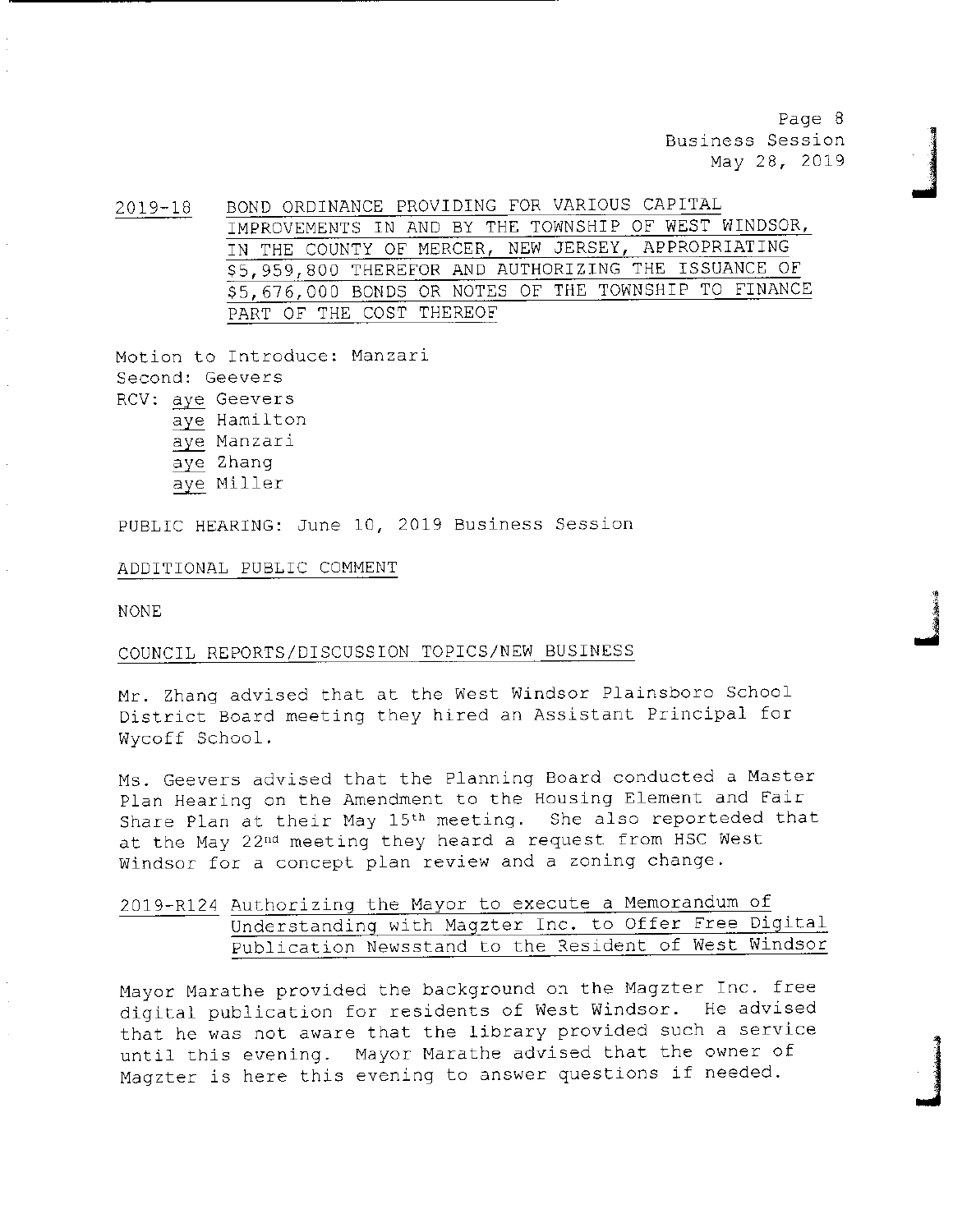2019-18 BOND ORDINANCE PROVIDING FOR VARIOUS CAPITAL IMPROVEMENTS IN AND BY THE TOWNSHIP OF WEST WINDSOR, IN THE COUNTY OF MERCER, NEW JERSEY, APPROPRIATING $5,959,800 THEREFOR AND AUTHORIZING THE ISSUANCE OF $5,676,000 BONDS OR NOTES OF THE TOWNSHIP TO FINANCE PART OF THE COST THEREOF

Motion to Introduce: Manzari
Second: Geevers
RCV: aye Geevers
aye Hamilton
aye Manzari
aye Zhang
aye Miller

PUBLIC HEARING: June 10, 2019 Business Session

ADDITIONAL PUBLIC COMMENT

NONE

COUNCIL REPORTS/DISCUSSION TOPICS/NEW BUSINESS

Mr. Zhang advised that at the West Windsor Plainsboro School District Board meeting they hired an Assistant Principal for Wycoff School.

Ms. Geevers advised that the Planning Board conducted a Master Plan Hearing on the Amendment to the Housing Element and Fair Share Plan at their May 15th meeting. She also reporteded that at the May 22nd meeting they heard a request from HSC West Windsor for a concept plan review and a zoning change.

2019-R124 Authorizing the Mayor to execute a Memorandum of Understanding with Magzter Inc. to Offer Free Digital Publication Newsstand to the Resident of West Windsor

Mayor Marathe provided the background on the Magzter Inc. free digital publication for residents of West Windsor. He advised that he was not aware that the library provided such a service until this evening. Mayor Marathe advised that the owner of Magzter is here this evening to answer questions if needed.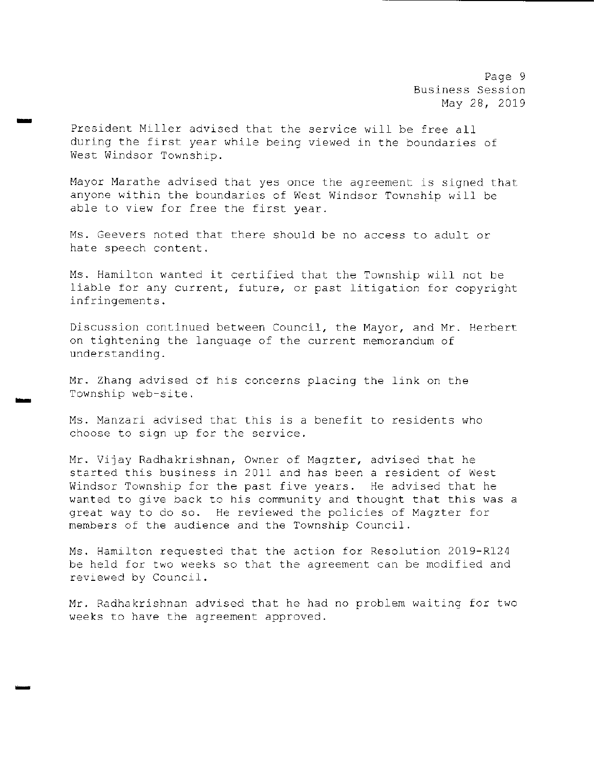President Miller advised that the service will be free all during the first year while being viewed in the boundaries of West Windsor Township.

Mayor Marathe advised that yes once the agreement is signed that anyone within the boundaries of West Windsor Township will be able to view for free the first year.

Ms. Geevers noted that there should be no access to adult or hate speech content.

Ms. Hamilton wanted it certified that the Township will not be liable for any current, future, or past litigation for copyright infringements.

Discussion continued between Council, the Mayor, and Mr. Herbert on tightening the language of the current memorandum of understanding.

Mr. Zhang advised of his concerns placing the link on the Township web-site.

Ms. Manzari advised that this is a benefit to residents who choose to sign up for the service.

Mr. Vijay Radhakrishnan, Owner of Magzter, advised that he started this business in 2011 and has been a resident of West Windsor Township for the past five years. He advised that he wanted to give back to his community and thought that this was a great way to do so. He reviewed the policies of Magzter for members of the audience and the Township Council.

Ms. Hamilton requested that the action for Resolution 2019-R124 be held for two weeks so that the agreement can be modified and reviewed by Council.

Mr. Radhakrishnan advised that he had no problem waiting for two weeks to have the agreement approved.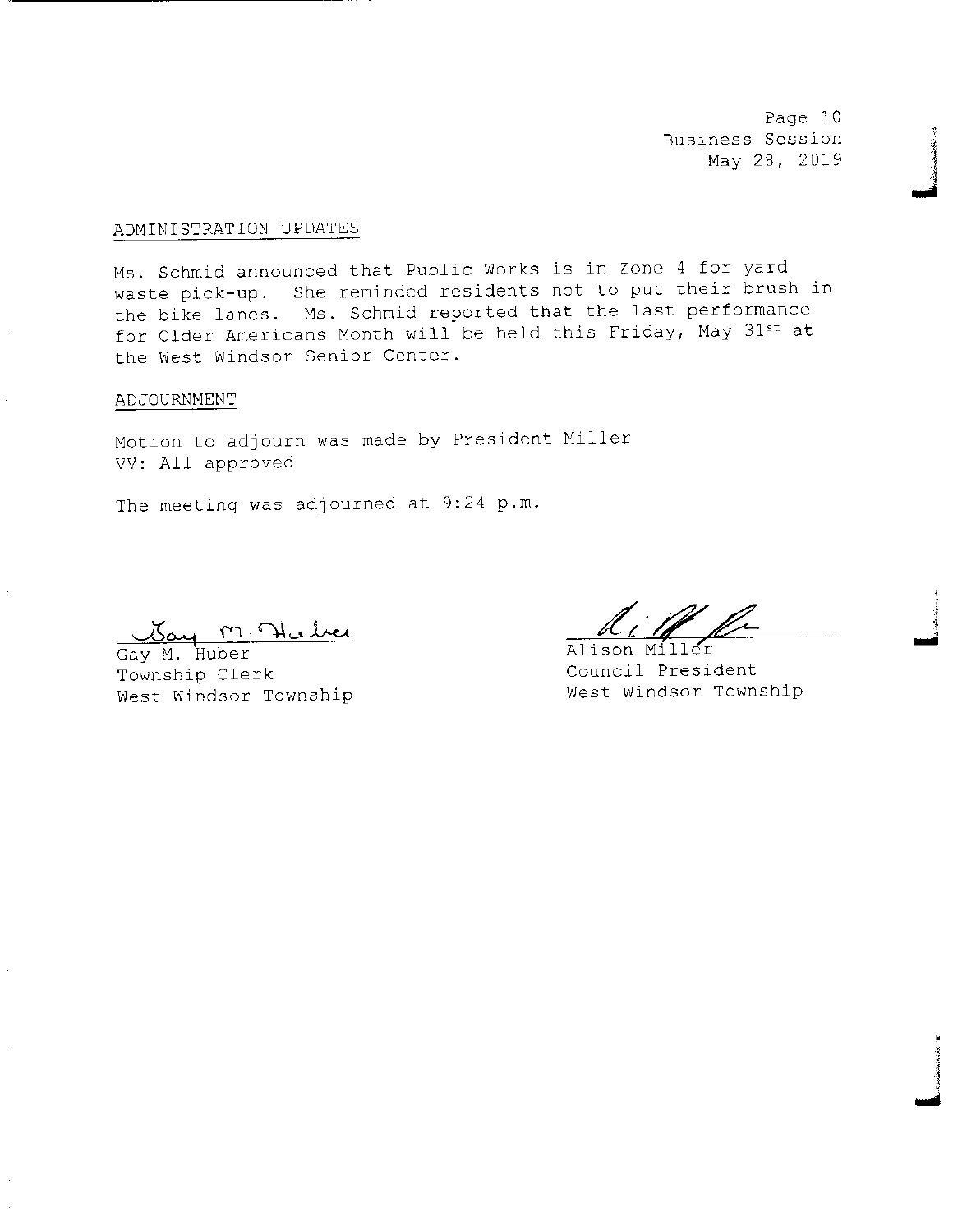## ADMINISTRATION UPDATES

Ms. Schmid announced that Public Works is in Zone 4 for yard waste pick-up. She reminded residents not to put their brush in the bike lanes. Ms. Schmid reported that the last performance for Older Americans Month will be held this Friday, May 31st at the West Windsor Senior Center.

## ADJOURNMENT

Motion to adjourn was made by President Miller
VV: All approved

The meeting was adjourned at 9:24 p.m.

Gay M. Huber
Township Clerk
West Windsor Township

Alison Miller
Council President
West Windsor Township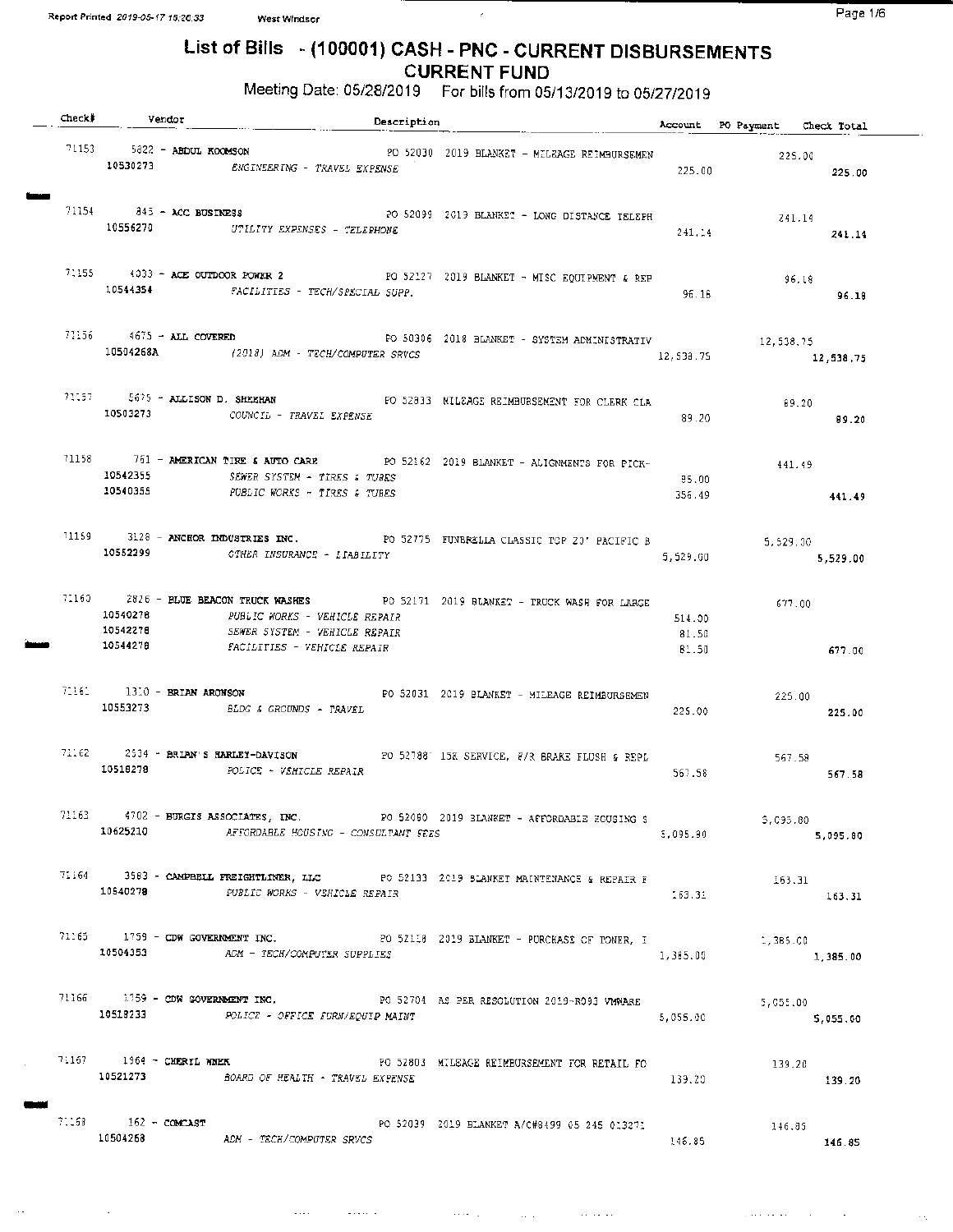# List of Bills - (100001) CASH - PNC - CURRENT DISBURSEMENTS

## CURRENT FUND

Meeting Date: 05/28/2019 For bills from 05/13/2019 to 05/27/2019

| Check# | Vendor | Description | Account | PO Payment | Check Total |
|---|---|---|---|---|---|
| 71153 | 5822 - ABDUL KOOMSON | PO 52030 2019 BLANKET - MILEAGE REIMBURSEMEN | | 225.00 | |
| | 10530273 | ENGINEERING - TRAVEL EXPENSE | 225.00 | | 225.00 |
| 71154 | 845 - ACC BUSINESS | PO 52099 2019 BLANKET - LONG DISTANCE TELEPH | | 241.14 | |
| | 10556270 | UTILITY EXPENSES - TELEPHONE | 241.14 | | 241.14 |
| 71155 | 4033 - ACE OUTDOOR POWER 2 | PO 52127 2019 BLANKET - MISC EQUIPMENT & REP | | 96.18 | |
| | 10544354 | FACILITIES - TECH/SPECIAL SUPP. | 96.18 | | 96.18 |
| 71156 | 4675 - ALL COVERED | PO 50306 2018 BLANKET - SYSTEM ADMINISTRATIV | | 12,538.75 | |
| | 10504268A | (2018) ADM - TECH/COMPUTER SRVCS | 12,538.75 | | 12,538.75 |
| 71157 | 5695 - ALLISON D. SHEEHAN | PO 52833 MILEAGE REIMBURSEMENT FOR CLERK CLA | | 89.20 | |
| | 10503273 | COUNCIL - TRAVEL EXPENSE | 89.20 | | 89.20 |
| 71158 | 761 - AMERICAN TIRE & AUTO CARE | PO 52162 2019 BLANKET - ALIGNMENTS FOR PICK- | | 441.49 | |
| | 10542355 | SEWER SYSTEM - TIRES & TUBES | 85.00 | | |
| | 10540355 | PUBLIC WORKS - TIRES & TUBES | 356.49 | | 441.49 |
| 71159 | 3128 - ANCHOR INDUSTRIES INC. | PO 52775 FUNBRELLA CLASSIC TOP 20' PACIFIC B | | 5,529.00 | |
| | 10552299 | OTHER INSURANCE - LIABILITY | 5,529.00 | | 5,529.00 |
| 71160 | 2826 - BLUE BEACON TRUCK WASHES | PO 52171 2019 BLANKET - TRUCK WASH FOR LARGE | | 677.00 | |
| | 10540278 | PUBLIC WORKS - VEHICLE REPAIR | 514.00 | | |
| | 10542278 | SEWER SYSTEM - VEHICLE REPAIR | 81.50 | | |
| | 10544278 | FACILITIES - VEHICLE REPAIR | 81.50 | | 677.00 |
| 71161 | 1310 - BRIAN ARONSON | PO 52031 2019 BLANKET - MILEAGE REIMBURSEMEN | | 225.00 | |
| | 10553273 | BLDG & GROUNDS - TRAVEL | 225.00 | | 225.00 |
| 71162 | 2534 - BRIAN'S HARLEY-DAVISON | PO 52788 15K SERVICE, F/R BRAKE FLUSH & REPL | | 567.58 | |
| | 10518278 | POLICE - VEHICLE REPAIR | 567.58 | | 567.58 |
| 71163 | 4702 - BURGIS ASSOCIATES, INC. | PO 52080 2019 BLANKET - AFFORDABLE HOUSING S | | 5,095.80 | |
| | 10625210 | AFFORDABLE HOUSING - CONSULTANT FEES | 5,095.80 | | 5,095.80 |
| 71164 | 3583 - CAMPBELL FREIGHTLINER, LLC | PO 52133 2019 BLANKET MAINTENANCE & REPAIR F | | 163.31 | |
| | 10540278 | PUBLIC WORKS - VEHICLE REPAIR | 163.31 | | 163.31 |
| 71165 | 1759 - CDW GOVERNMENT INC. | PO 52118 2019 BLANKET - PURCHASE OF TONER, I | | 1,385.00 | |
| | 10504353 | ADM - TECH/COMPUTER SUPPLIES | 1,385.00 | | 1,385.00 |
| 71166 | 1759 - CDW GOVERNMENT INC. | PO 52704 AS PER RESOLUTION 2019-R093 VMWARE | | 5,055.00 | |
| | 10518233 | POLICE - OFFICE FURN/EQUIP MAINT | 5,055.00 | | 5,055.00 |
| 71167 | 1964 - CHERYL WNEK | PO 52803 MILEAGE REIMBURSEMENT FOR RETAIL FO | | 139.20 | |
| | 10521273 | BOARD OF HEALTH - TRAVEL EXPENSE | 139.20 | | 139.20 |
| 71168 | 162 - COMCAST | PO 52039 2019 BLANKET A/C#8499 05 245 013271 | | 146.85 | |
| | 10504268 | ADM - TECH/COMPUTER SRVCS | 146.85 | | 146.85 |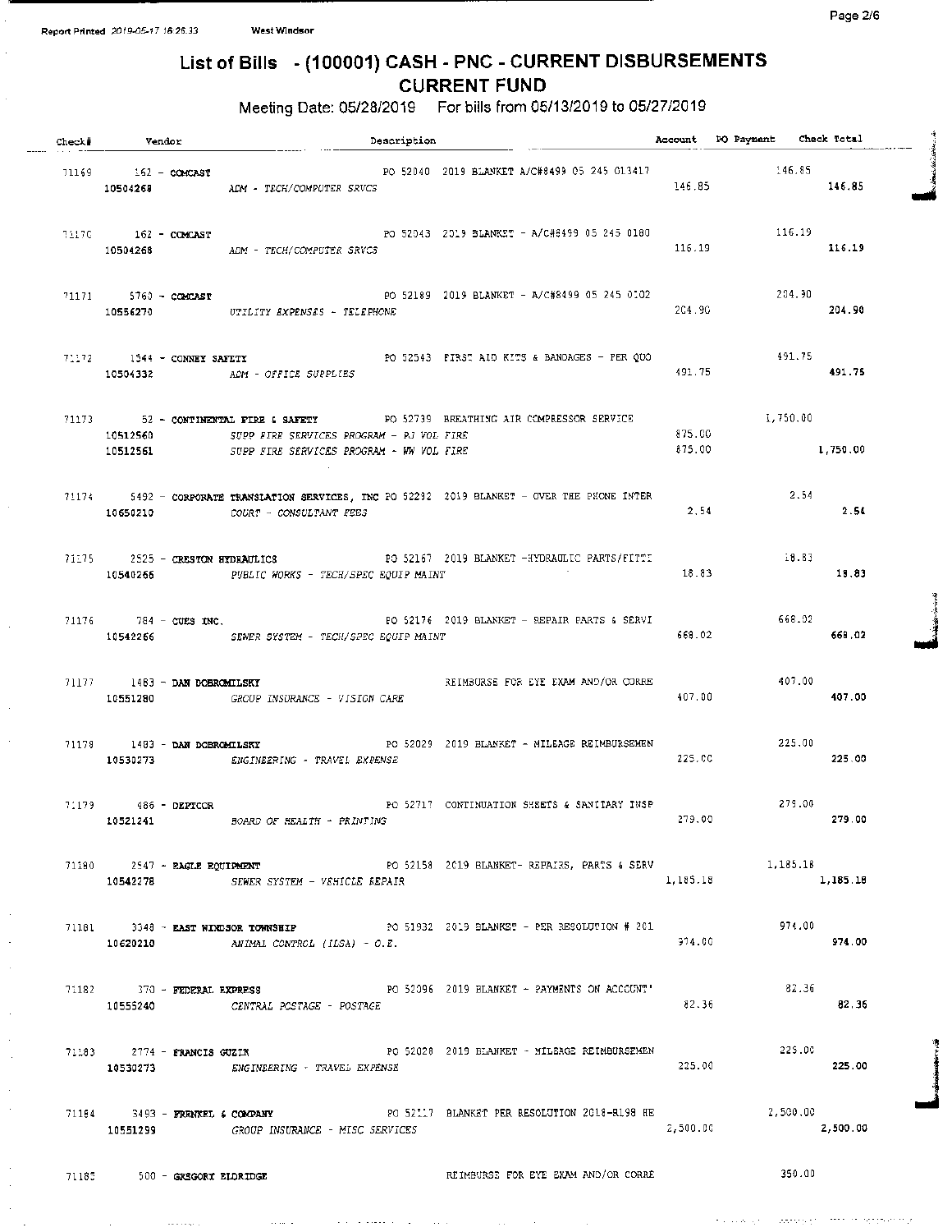# List of Bills - (100001) CASH - PNC - CURRENT DISBURSEMENTS
## CURRENT FUND

Meeting Date: 05/28/2019 For bills from 05/13/2019 to 05/27/2019

| Check# | Vendor | Description | Account | PO Payment | Check Total |
|---|---|---|---|---|---|
| 71169 | 162 - COMCAST | PO 52040 2019 BLANKET A/C#8499 05 245 013417 | | 146.85 | |
| | 10504268 | ADM - TECH/COMPUTER SRVCS | 146.85 | | 146.85 |
| 71170 | 162 - COMCAST | PO 52043 2019 BLANKET - A/C#8499 05 245 0180 | | 116.19 | |
| | 10504268 | ADM - TECH/COMPUTER SRVCS | 116.19 | | 116.19 |
| 71171 | 5760 - COMCAST | PO 52189 2019 BLANKET - A/C#8499 05 245 0102 | | 204.90 | |
| | 10556270 | UTILITY EXPENSES - TELEPHONE | 204.90 | | 204.90 |
| 71172 | 1544 - CONNEY SAFETY | PO 52543 FIRST AID KITS & BANDAGES - PER QUO | | 491.75 | |
| | 10504332 | ADM - OFFICE SUPPLIES | 491.75 | | 491.75 |
| 71173 | 52 - CONTINENTAL FIRE & SAFETY | PO 52739 BREATHING AIR COMPRESSOR SERVICE | | 1,750.00 | |
| | 10512560 | SUPP FIRE SERVICES PROGRAM - PJ VOL FIRE | 875.00 | | |
| | 10512561 | SUPP FIRE SERVICES PROGRAM - WW VOL FIRE | 875.00 | | 1,750.00 |
| 71174 | 5492 - CORPORATE TRANSLATION SERVICES, INC | PO 52232 2019 BLANKET - OVER THE PHONE INTER | | 2.54 | |
| | 10650210 | COURT - CONSULTANT FEES | 2.54 | | 2.54 |
| 71175 | 2525 - CRESTON HYDRAULICS | PO 52167 2019 BLANKET -HYDRAULIC PARTS/FITTI | | 18.83 | |
| | 10540266 | PUBLIC WORKS - TECH/SPEC EQUIP MAINT | 18.83 | | 18.83 |
| 71176 | 784 - CUES INC. | PO 52176 2019 BLANKET - REPAIR PARTS & SERVI | | 668.02 | |
| | 10542266 | SEWER SYSTEM - TECH/SPEC EQUIP MAINT | 668.02 | | 668.02 |
| 71177 | 1483 - DAN DOBROMILSKY | REIMBURSE FOR EYE EXAM AND/OR CORRE | | 407.00 | |
| | 10551280 | GROUP INSURANCE - VISION CARE | 407.00 | | 407.00 |
| 71178 | 1483 - DAN DOBROMILSKY | PO 52029 2019 BLANKET - MILEAGE REIMBURSEMEN | | 225.00 | |
| | 10530273 | ENGINEERING - TRAVEL EXPENSE | 225.00 | | 225.00 |
| 71179 | 486 - DEPTCOR | PO 52717 CONTINUATION SHEETS & SANITARY INSP | | 279.00 | |
| | 10521241 | BOARD OF HEALTH - PRINTING | 279.00 | | 279.00 |
| 71180 | 2547 - EAGLE EQUIPMENT | PO 52158 2019 BLANKET- REPAIRS, PARTS & SERV | | 1,185.18 | |
| | 10542278 | SEWER SYSTEM - VEHICLE REPAIR | 1,185.18 | | 1,185.18 |
| 71181 | 3348 - EAST WINDSOR TOWNSHIP | PO 51932 2019 BLANKET - PER RESOLUTION # 201 | | 974.00 | |
| | 10620210 | ANIMAL CONTROL (ILSA) - O.E. | 974.00 | | 974.00 |
| 71182 | 370 - FEDERAL EXPRESS | PO 52096 2019 BLANKET - PAYMENTS ON ACCOUNT' | | 82.36 | |
| | 10555240 | CENTRAL POSTAGE - POSTAGE | 82.36 | | 82.36 |
| 71183 | 2774 - FRANCIS GUZIK | PO 52028 2019 BLANKET - MILEAGE REIMBURSEMEN | | 225.00 | |
| | 10530273 | ENGINEERING - TRAVEL EXPENSE | 225.00 | | 225.00 |
| 71184 | 3493 - FRENKEL & COMPANY | PO 52117 BLANKET PER RESOLUTION 2018-R198 HE | | 2,500.00 | |
| | 10551299 | GROUP INSURANCE - MISC SERVICES | 2,500.00 | | 2,500.00 |
| 71185 | 500 - GREGORY ELDRIDGE | REIMBURSE FOR EYE EXAM AND/OR CORRE | | 350.00 | |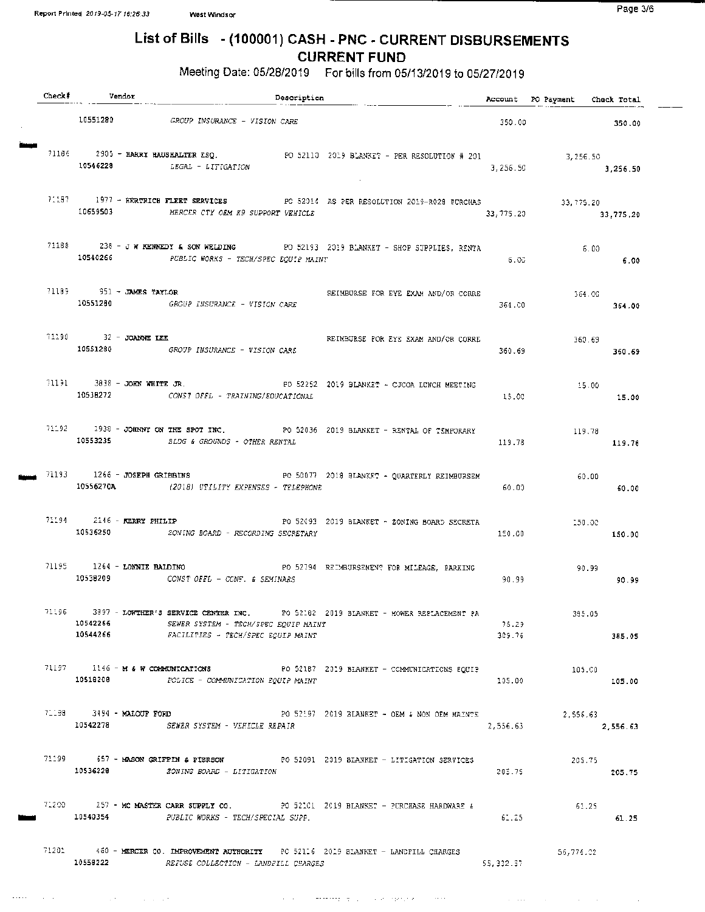# List of Bills - (100001) CASH - PNC - CURRENT DISBURSEMENTS
## CURRENT FUND

Meeting Date: 05/28/2019 For bills from 05/13/2019 to 05/27/2019

| Check# | Vendor | Description | Account | PO Payment | Check Total |
|---|---|---|---|---|---|
| | 10551280 | GROUP INSURANCE - VISION CARE | 350.00 | | 350.00 |
| 71186 | 2905 - HARRY HAUSHALTER ESQ. | PO 52110 2019 BLANKET - PER RESOLUTION # 201 | | 3,256.50 | |
| | 10546228 | LEGAL - LITIGATION | 3,256.50 | | 3,256.50 |
| 71187 | 1977 - HERTRICH FLEET SERVICES | PO 52014 AS PER RESOLUTION 2019-R028 PURCHAS | | 33,775.20 | |
| | 10659503 | MERCER CTY OEM K9 SUPPORT VEHICLE | 33,775.20 | | 33,775.20 |
| 71188 | 238 - J W KENNEDY & SON WELDING | PO 52193 2019 BLANKET - SHOP SUPPLIES, RENTA | | 6.00 | |
| | 10540266 | PUBLIC WORKS - TECH/SPEC EQUIP MAINT | 6.00 | | 6.00 |
| 71189 | 951 - JAMES TAYLOR | REIMBURSE FOR EYE EXAM AND/OR CORRE | | 364.00 | |
| | 10551280 | GROUP INSURANCE - VISION CARE | 364.00 | | 364.00 |
| 71190 | 32 - JOANNE LEE | REIMBURSE FOR EYE EXAM AND/OR CORRE | | 360.69 | |
| | 10551280 | GROUP INSURANCE - VISION CARE | 360.69 | | 360.69 |
| 71191 | 3838 - JOHN WHITE JR. | PO 52252 2019 BLANKET - CJCOA LUNCH MEETING | | 15.00 | |
| | 10538272 | CONST OFFL - TRAINING/EDUCATIONAL | 15.00 | | 15.00 |
| 71192 | 1938 - JOHNNY ON THE SPOT INC. | PO 52036 2019 BLANKET - RENTAL OF TEMPORARY | | 119.78 | |
| | 10553235 | BLDG & GROUNDS - OTHER RENTAL | 119.78 | | 119.78 |
| 71193 | 1266 - JOSEPH GRIBBINS | PO 50077 2018 BLANKET - QUARTERLY REIMBURSEM | | 60.00 | |
| | 10556270A | (2018) UTILITY EXPENSES - TELEPHONE | 60.00 | | 60.00 |
| 71194 | 2146 - KERRY PHILIP | PO 52093 2019 BLANKET - ZONING BOARD SECRETA | | 150.00 | |
| | 10536250 | ZONING BOARD - RECORDING SECRETARY | 150.00 | | 150.00 |
| 71195 | 1264 - LONNIE BALDINO | PO 52794 REIMBURSEMENT FOR MILEAGE, PARKING | | 90.99 | |
| | 10538209 | CONST OFFL - CONF. & SEMINARS | 90.99 | | 90.99 |
| 71196 | 3897 - LOWTHER'S SERVICE CENTER INC. | PO 52182 2019 BLANKET - MOWER REPLACEMENT PA | | 385.05 | |
| | 10542266 | SEWER SYSTEM - TECH/SPEC EQUIP MAINT | 75.29 | | |
| | 10544266 | FACILITIES - TECH/SPEC EQUIP MAINT | 309.76 | | 385.05 |
| 71197 | 1146 - M & W COMMUNICATIONS | PO 52187 2019 BLANKET - COMMUNICATIONS EQUIP | | 105.00 | |
| | 10518208 | POLICE - COMMUNICATION EQUIP MAINT | 105.00 | | 105.00 |
| 71198 | 3494 - MALOUF FORD | PO 52197 2019 BLANKET - OEM & NON OEM MAINTE | | 2,556.63 | |
| | 10542278 | SEWER SYSTEM - VEHICLE REPAIR | 2,556.63 | | 2,556.63 |
| 71199 | 657 - MASON GRIFFIN & PIERSON | PO 52091 2019 BLANKET - LITIGATION SERVICES | | 205.75 | |
| | 10536228 | ZONING BOARD - LITIGATION | 205.75 | | 205.75 |
| 71200 | 257 - MC MASTER CARR SUPPLY CO. | PO 52201 2019 BLANKET - PURCHASE HARDWARE & | | 61.25 | |
| | 10540354 | PUBLIC WORKS - TECH/SPECIAL SUPP. | 61.25 | | 61.25 |
| 71201 | 480 - MERCER CO. IMPROVEMENT AUTHORITY | PO 52116 2019 BLANKET - LANDFILL CHARGES | | 56,776.02 | |
| | 10558222 | REFUSE COLLECTION - LANDFILL CHARGES | 55,332.57 | | |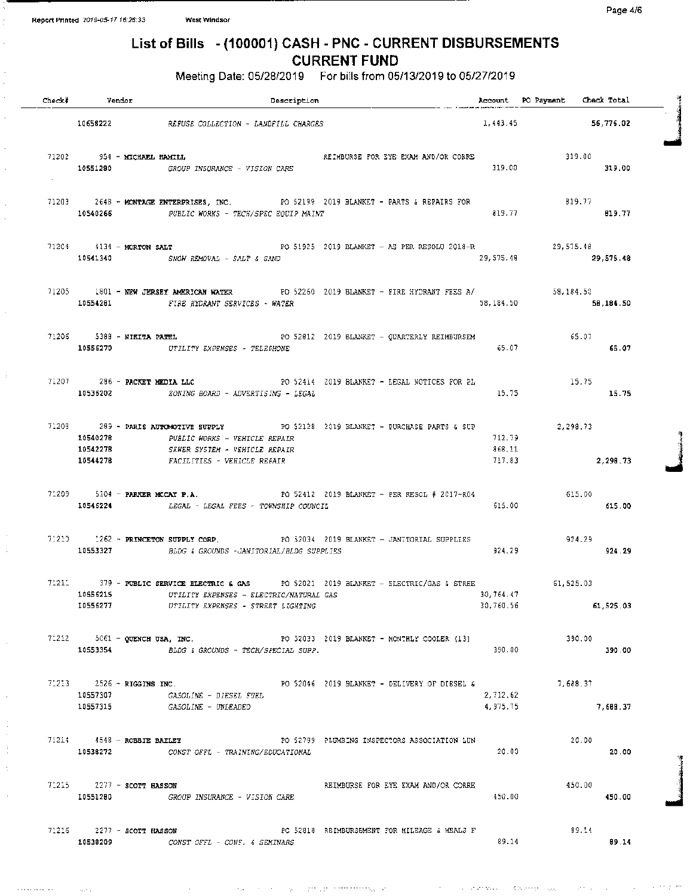Report Printed 2019-05-17 16:26:33 West Windsor

# List of Bills - (100001) CASH - PNC - CURRENT DISBURSEMENTS
## CURRENT FUND

Meeting Date: 05/28/2019 For bills from 05/13/2019 to 05/27/2019

| Check# | Vendor | Description | Account | PO Payment | Check Total |
|---|---|---|---|---|---|
| | 10658222 | REFUSE COLLECTION - LANDFILL CHARGES | 1,443.45 | | 56,776.02 |
| 71202 | 954 - **MICHAEL HAMILL** | REIMBURSE FOR EYE EXAM AND/OR CORRE | | 319.00 | |
| | 10551280 | GROUP INSURANCE - VISION CARE | 319.00 | | 319.00 |
| 71203 | 2648 - **MONTAGE ENTERPRISES, INC.** | PO 52199 2019 BLANKET - PARTS & REPAIRS FOR | | 819.77 | |
| | 10540266 | PUBLIC WORKS - TECH/SPEC EQUIP MAINT | 819.77 | | 819.77 |
| 71204 | 4134 - **MORTON SALT** | PO 51925 2019 BLANKET - AS PER RESOLU 2018-R | | 29,575.48 | |
| | 10541340 | SNOW REMOVAL - SALT & SAND | 29,575.48 | | 29,575.48 |
| 71205 | 1801 - **NEW JERSEY AMERICAN WATER** | PO 52260 2019 BLANKET - FIRE HYDRANT FEES A/ | | 58,184.50 | |
| | 10554281 | FIRE HYDRANT SERVICES - WATER | 58,184.50 | | 58,184.50 |
| 71206 | 5388 - **NIKITA PATEL** | PO 52812 2019 BLANKET - QUARTERLY REIMBURSEM | | 65.07 | |
| | 10556270 | UTILITY EXPENSES - TELEPHONE | 65.07 | | 65.07 |
| 71207 | 286 - **PACKET MEDIA LLC** | PO 52414 2019 BLANKET - LEGAL NOTICES FOR ZL | | 15.75 | |
| | 10536202 | ZONING BOARD - ADVERTISING - LEGAL | 15.75 | | 15.75 |
| 71208 | 289 - **PARIS AUTOMOTIVE SUPPLY** | PO 52128 2019 BLANKET - PURCHASE PARTS & SUP | | 2,298.73 | |
| | 10540278 | PUBLIC WORKS - VEHICLE REPAIR | 712.79 | | |
| | 10542278 | SEWER SYSTEM - VEHICLE REPAIR | 868.11 | | |
| | 10544278 | FACILITIES - VEHICLE REPAIR | 717.83 | | 2,298.73 |
| 71209 | 5104 - **PARKER MCCAY P.A.** | PO 52412 2019 BLANKET - PER RESOL # 2017-R04 | | 615.00 | |
| | 10546224 | LEGAL - LEGAL FEES - TOWNSHIP COUNCIL | 615.00 | | 615.00 |
| 71210 | 1262 - **PRINCETON SUPPLY CORP.** | PO 52034 2019 BLANKET - JANITORIAL SUPPLIES | | 924.29 | |
| | 10553327 | BLDG & GROUNDS -JANITORIAL/BLDG SUPPLIES | 924.29 | | 924.29 |
| 71211 | 379 - **PUBLIC SERVICE ELECTRIC & GAS** | PO 52021 2019 BLANKET - ELECTRIC/GAS & STREE | | 61,525.03 | |
| | 10556215 | UTILITY EXPENSES - ELECTRIC/NATURAL GAS | 30,764.47 | | |
| | 10556277 | UTILITY EXPENSES - STREET LIGHTING | 30,760.56 | | 61,525.03 |
| 71212 | 5061 - **QUENCH USA, INC.** | PO 52033 2019 BLANKET - MONTHLY COOLER (13) | | 390.00 | |
| | 10553354 | BLDG & GROUNDS - TECH/SPECIAL SUPP. | 390.00 | | 390.00 |
| 71213 | 2526 - **RIGGINS INC.** | PO 52046 2019 BLANKET - DELIVERY OF DIESEL & | | 7,688.37 | |
| | 10557307 | GASOLINE - DIESEL FUEL | 2,712.62 | | |
| | 10557315 | GASOLINE - UNLEADED | 4,975.75 | | 7,688.37 |
| 71214 | 4548 - **ROBBIE BAILEY** | PO 52799 PLUMBING INSPECTORS ASSOCIATION LUN | | 20.00 | |
| | 10538272 | CONST OFFL - TRAINING/EDUCATIONAL | 20.00 | | 20.00 |
| 71215 | 2277 - **SCOTT HASSON** | REIMBURSE FOR EYE EXAM AND/OR CORRE | | 450.00 | |
| | 10551280 | GROUP INSURANCE - VISION CARE | 450.00 | | 450.00 |
| 71216 | 2277 - **SCOTT HASSON** | PO 52818 REIMBURSEMENT FOR MILEAGE & MEALS F | | 89.14 | |
| | 10538209 | CONST OFFL - CONF. & SEMINARS | 89.14 | | 89.14 |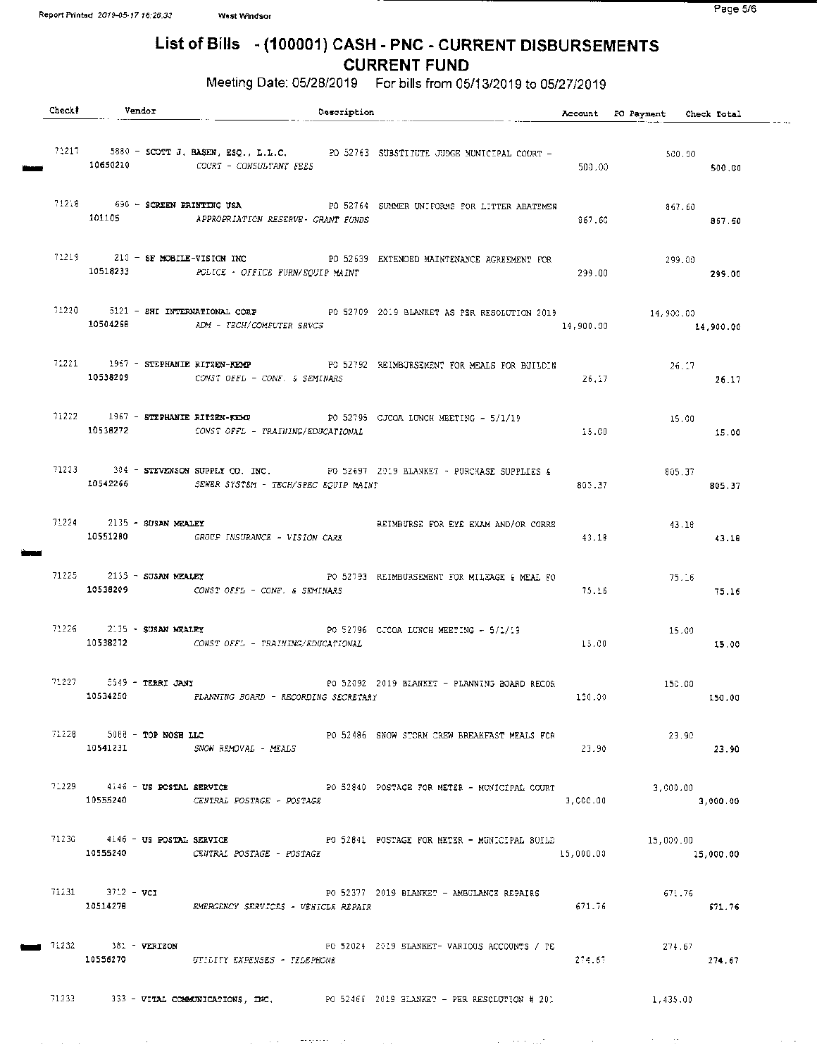# List of Bills - (100001) CASH - PNC - CURRENT DISBURSEMENTS
## CURRENT FUND

Meeting Date: 05/28/2019 For bills from 05/13/2019 to 05/27/2019

| Check# | Vendor | Description | Account | PO Payment | Check Total |
|---|---|---|---|---|---|
| 71217 | 5880 - SCOTT J. BASEN, ESQ., L.L.C. | PO 52763 SUBSTITUTE JUDGE MUNICIPAL COURT - | | 500.00 | |
| | 10650210 | COURT - CONSULTANT FEES | 500.00 | | 500.00 |
| 71218 | 690 - SCREEN PRINTING USA | PO 52764 SUMMER UNIFORMS FOR LITTER ABATEMEN | | 867.60 | |
| | 101105 | APPROPRIATION RESERVE- GRANT FUNDS | 867.60 | | 867.60 |
| 71219 | 210 - SF MOBILE-VISION INC | PO 52639 EXTENDED MAINTENANCE AGREEMENT FOR | | 299.00 | |
| | 10518233 | POLICE - OFFICE FURN/EQUIP MAINT | 299.00 | | 299.00 |
| 71220 | 5121 - SHI INTERNATIONAL CORP | PO 52709 2019 BLANKET AS PER RESOLUTION 2019 | | 14,900.00 | |
| | 10504268 | ADM - TECH/COMPUTER SRVCS | 14,900.00 | | 14,900.00 |
| 71221 | 1967 - STEPHANIE RITZEN-KEMP | PO 52792 REIMBURSEMENT FOR MEALS FOR BUILDIN | | 26.17 | |
| | 10538209 | CONST OFFL - CONF. & SEMINARS | 26.17 | | 26.17 |
| 71222 | 1967 - STEPHANIE RITZEN-KEMP | PO 52795 CJCOA LUNCH MEETING - 5/1/19 | | 15.00 | |
| | 10538272 | CONST OFFL - TRAINING/EDUCATIONAL | 15.00 | | 15.00 |
| 71223 | 304 - STEVENSON SUPPLY CO. INC. | PO 52697 2019 BLANKET - PURCHASE SUPPLIES & | | 805.37 | |
| | 10542266 | SEWER SYSTEM - TECH/SPEC EQUIP MAINT | 805.37 | | 805.37 |
| 71224 | 2135 - SUSAN MEALEY | REIMBURSE FOR EYE EXAM AND/OR CORRE | | 43.18 | |
| | 10551280 | GROUP INSURANCE - VISION CARE | 43.18 | | 43.18 |
| 71225 | 2135 - SUSAN MEALEY | PO 52793 REIMBURSEMENT FOR MILEAGE & MEAL FO | | 75.16 | |
| | 10538209 | CONST OFFL - CONF. & SEMINARS | 75.16 | | 75.16 |
| 71226 | 2135 - SUSAN MEALEY | PO 52796 CJCOA LUNCH MEETING - 5/1/19 | | 15.00 | |
| | 10538272 | CONST OFFL - TRAINING/EDUCATIONAL | 15.00 | | 15.00 |
| 71227 | 5549 - TERRI JANY | PO 52092 2019 BLANKET - PLANNING BOARD RECOR | | 150.00 | |
| | 10534250 | PLANNING BOARD - RECORDING SECRETARY | 150.00 | | 150.00 |
| 71228 | 5088 - TOP NOSH LLC | PO 52486 SNOW STORM CREW BREAKFAST MEALS FOR | | 23.90 | |
| | 10541231 | SNOW REMOVAL - MEALS | 23.90 | | 23.90 |
| 71229 | 4146 - US POSTAL SERVICE | PO 52840 POSTAGE FOR METER - MUNICIPAL COURT | | 3,000.00 | |
| | 10555240 | CENTRAL POSTAGE - POSTAGE | 3,000.00 | | 3,000.00 |
| 71230 | 4146 - US POSTAL SERVICE | PO 52841 POSTAGE FOR METER - MUNICIPAL BUILD | | 15,000.00 | |
| | 10555240 | CENTRAL POSTAGE - POSTAGE | 15,000.00 | | 15,000.00 |
| 71231 | 3712 - VCI | PO 52377 2019 BLANKET - AMBULANCE REPAIRS | | 671.76 | |
| | 10514278 | EMERGENCY SERVICES - VEHICLE REPAIR | 671.76 | | 671.76 |
| 71232 | 381 - VERIZON | PO 52024 2019 BLANKET- VARIOUS ACCOUNTS / TE | | 274.67 | |
| | 10556270 | UTILITY EXPENSES - TELEPHONE | 274.67 | | 274.67 |
| 71233 | 333 - VITAL COMMUNICATIONS, INC. | PO 52466 2019 BLANKET - PER RESOLUTION # 201 | | 1,435.00 | |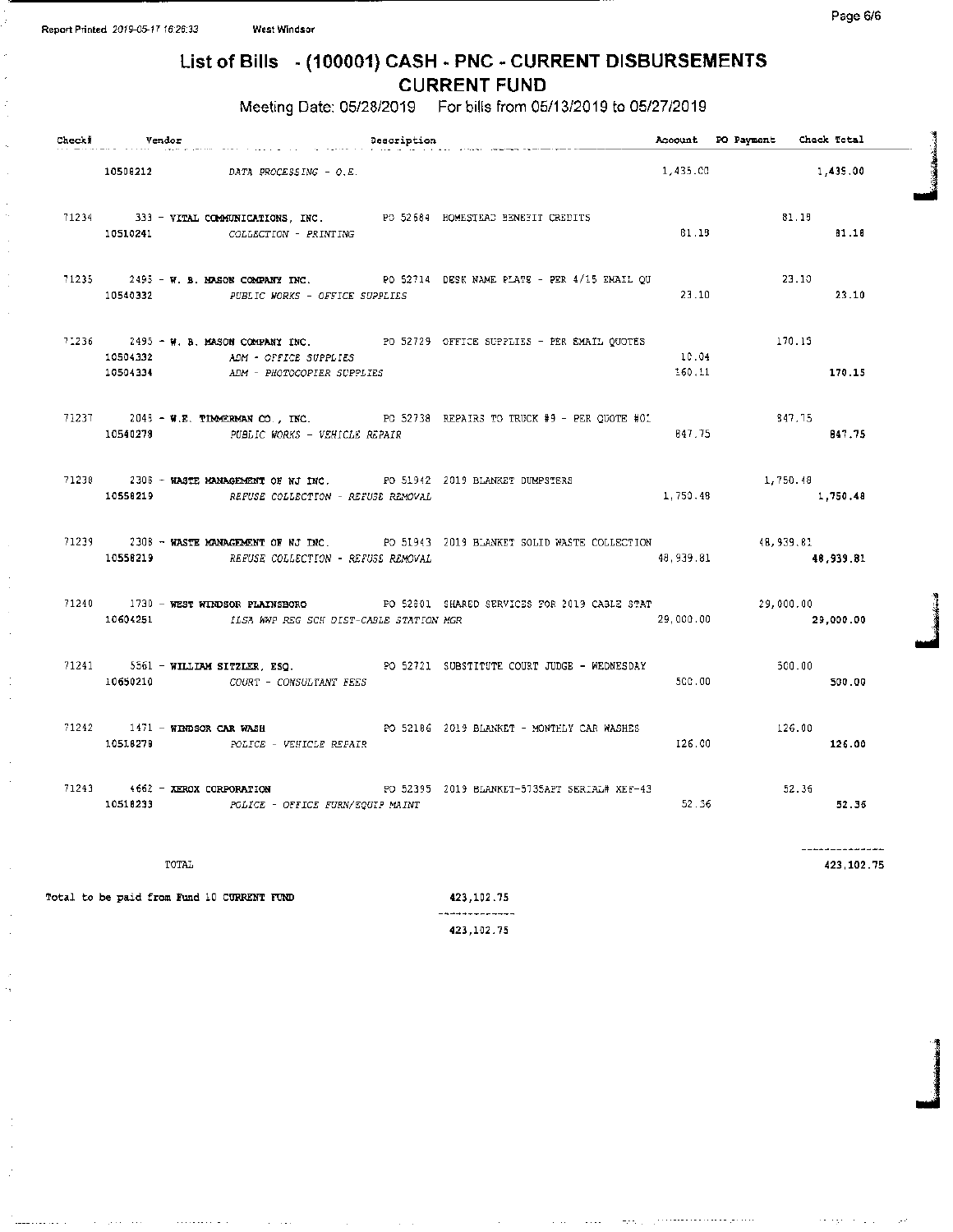# List of Bills - (100001) CASH - PNC - CURRENT DISBURSEMENTS
## CURRENT FUND

Meeting Date: 05/28/2019 For bills from 05/13/2019 to 05/27/2019

| Check# | Vendor | Description | Amount | PO Payment | Check Total |
|---|---|---|---|---|---|
| | 10508212 DATA PROCESSING - O.E. | | 1,435.00 | | 1,435.00 |
| 71234 | 333 - **VITAL COMMUNICATIONS, INC.** | PO 52684 HOMESTEAD BENEFIT CREDITS | | 81.18 | |
| | 10510241 COLLECTION - PRINTING | | 81.18 | | 81.18 |
| 71235 | 2495 - **W. B. MASON COMPANY INC.** | PO 52714 DESK NAME PLATE - PER 4/15 EMAIL QU | | 23.10 | |
| | 10540332 PUBLIC WORKS - OFFICE SUPPLIES | | 23.10 | | 23.10 |
| 71236 | 2495 - **W. B. MASON COMPANY INC.** | PO 52729 OFFICE SUPPLIES - PER EMAIL QUOTES | | 170.15 | |
| | 10504332 ADM - OFFICE SUPPLIES | | 10.04 | | |
| | 10504334 ADM - PHOTOCOPIER SUPPLIES | | 160.11 | | 170.15 |
| 71237 | 2048 - **W.E. TIMMERMAN CO., INC.** | PO 52738 REPAIRS TO TRUCK #9 - PER QUOTE #01 | | 847.75 | |
| | 10540278 PUBLIC WORKS - VEHICLE REPAIR | | 847.75 | | 847.75 |
| 71238 | 2308 - **WASTE MANAGEMENT OF NJ INC.** | PO 51942 2019 BLANKET DUMPSTERS | | 1,750.48 | |
| | 10558219 REFUSE COLLECTION - REFUSE REMOVAL | | 1,750.48 | | 1,750.48 |
| 71239 | 2308 - **WASTE MANAGEMENT OF NJ INC.** | PO 51943 2019 BLANKET SOLID WASTE COLLECTION | | 48,939.81 | |
| | 10558219 REFUSE COLLECTION - REFUSE REMOVAL | | 48,939.81 | | 48,939.81 |
| 71240 | 1730 - **WEST WINDSOR PLAINSBORO** | PO 52801 SHARED SERVICES FOR 2019 CABLE STAT | | 29,000.00 | |
| | 10604251 ILSA WWP REG SCH DIST-CABLE STATION MGR | | 29,000.00 | | 29,000.00 |
| 71241 | 5561 - **WILLIAM SITZLER, ESQ.** | PO 52721 SUBSTITUTE COURT JUDGE - WEDNESDAY | | 500.00 | |
| | 10650210 COURT - CONSULTANT FEES | | 500.00 | | 500.00 |
| 71242 | 1471 - **WINDSOR CAR WASH** | PO 52186 2019 BLANKET - MONTHLY CAR WASHES | | 126.00 | |
| | 10518278 POLICE - VEHICLE REPAIR | | 126.00 | | 126.00 |
| 71243 | 4662 - **XEROX CORPORATION** | PO 52395 2019 BLANKET-5735APT SERIAL# XEF-43 | | 52.36 | |
| | 10518233 POLICE - OFFICE FURN/EQUIP MAINT | | 52.36 | | 52.36 |
| | TOTAL | | | | 423,102.75 |

Total to be paid from Fund 10 CURRENT FUND 423,102.75

423,102.75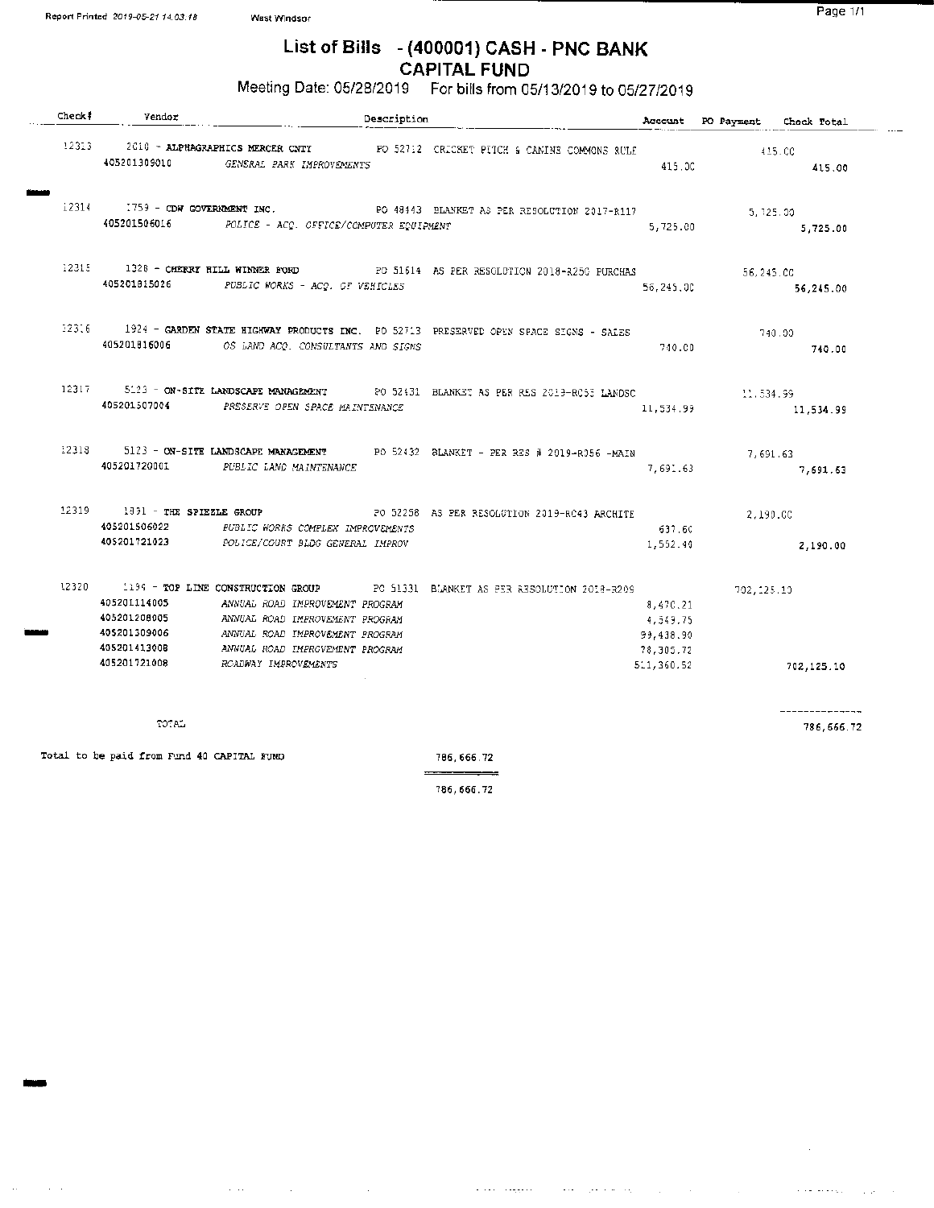Report Printed 2019-05-21 14:03:18 West Windsor

# List of Bills - (400001) CASH - PNC BANK
## CAPITAL FUND

Meeting Date: 05/28/2019 For bills from 05/13/2019 to 05/27/2019

| Check# | Vendor | Description | Account | PO Payment | Check Total |
|---|---|---|---|---|---|
| 12313 | 2010 - ALPHAGRAPHICS MERCER CNTY | PO 52712 CRICKET PITCH & CANINE COMMONS RULE | | 415.00 | |
| | 405201309010 | GENERAL PARK IMPROVEMENTS | 415.00 | | 415.00 |
| 12314 | 1759 - CDW GOVERNMENT INC. | PO 48143 BLANKET AS PER RESOLUTION 2017-R117 | | 5,725.00 | |
| | 405201506016 | POLICE - ACQ. OFFICE/COMPUTER EQUIPMENT | 5,725.00 | | 5,725.00 |
| 12315 | 1328 - CHERRY HILL WINNER FORD | PO 51614 AS PER RESOLUTION 2018-R250 PURCHAS | | 56,245.00 | |
| | 405201815026 | PUBLIC WORKS - ACQ. OF VEHICLES | 56,245.00 | | 56,245.00 |
| 12316 | 1924 - GARDEN STATE HIGHWAY PRODUCTS INC. | PO 52713 PRESERVED OPEN SPACE SIGNS - SALES | | 740.00 | |
| | 405201816006 | OS LAND ACQ. CONSULTANTS AND SIGNS | 740.00 | | 740.00 |
| 12317 | 5123 - ON-SITE LANDSCAPE MANAGEMENT | PO 52431 BLANKET AS PER RES 2019-R055 LANDSC | | 11,534.99 | |
| | 405201507004 | PRESERVE OPEN SPACE MAINTENANCE | 11,534.99 | | 11,534.99 |
| 12318 | 5123 - ON-SITE LANDSCAPE MANAGEMENT | PO 52432 BLANKET - PER RES # 2019-R056 -MAIN | | 7,691.63 | |
| | 405201720001 | PUBLIC LAND MAINTENANCE | 7,691.63 | | 7,691.63 |
| 12319 | 1891 - THE SPIEZLE GROUP | PO 52258 AS PER RESOLUTION 2019-R043 ARCHITE | | 2,190.00 | |
| | 405201506022 | PUBLIC WORKS COMPLEX IMPROVEMENTS | 637.60 | | |
| | 405201721023 | POLICE/COURT BLDG GENERAL IMPROV | 1,552.40 | | 2,190.00 |
| 12320 | 1194 - TOP LINE CONSTRUCTION GROUP | PO 51331 BLANKET AS PER RESOLUTION 2018-R209 | | 702,125.10 | |
| | 405201114005 | ANNUAL ROAD IMPROVEMENT PROGRAM | 8,470.21 | | |
| | 405201208005 | ANNUAL ROAD IMPROVEMENT PROGRAM | 4,549.75 | | |
| | 405201309006 | ANNUAL ROAD IMPROVEMENT PROGRAM | 99,438.90 | | |
| | 405201413008 | ANNUAL ROAD IMPROVEMENT PROGRAM | 78,305.72 | | |
| | 405201721008 | ROADWAY IMPROVEMENTS | 511,360.52 | | 702,125.10 |
| | TOTAL | | | | 786,666.72 |

Total to be paid from Fund 40 CAPITAL FUND 786,666.72

786,666.72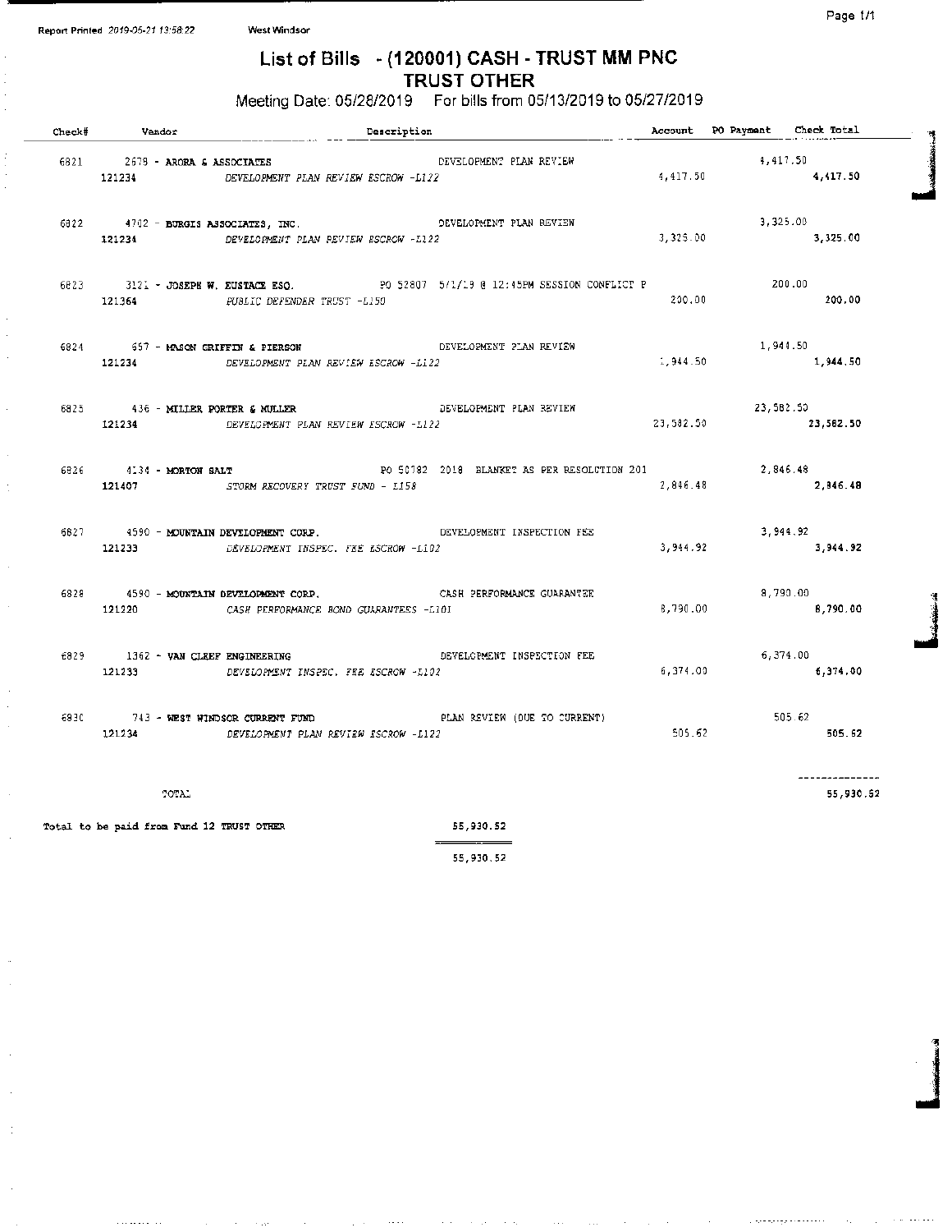Report Printed 2019-05-21 13:58:22 West Windsor

# List of Bills - (120001) CASH - TRUST MM PNC
## TRUST OTHER

Meeting Date: 05/28/2019 For bills from 05/13/2019 to 05/27/2019

| Check# | Vendor | Description | Account | PO Payment | Check Total |
|---|---|---|---|---|---|
| 6821 | 2678 - ARORA & ASSOCIATES | DEVELOPMENT PLAN REVIEW | | 4,417.50 | |
| | 121234 | DEVELOPMENT PLAN REVIEW ESCROW -L122 | 4,417.50 | | 4,417.50 |
| 6822 | 4702 - BURGIS ASSOCIATES, INC. | DEVELOPMENT PLAN REVIEW | | 3,325.00 | |
| | 121234 | DEVELOPMENT PLAN REVIEW ESCROW -L122 | 3,325.00 | | 3,325.00 |
| 6823 | 3121 - JOSEPH W. EUSTACE ESQ. | PO 52807 5/1/19 @ 12:45PM SESSION CONFLICT P | | 200.00 | |
| | 121364 | PUBLIC DEFENDER TRUST -L150 | 200.00 | | 200.00 |
| 6824 | 657 - MASON GRIFFIN & PIERSON | DEVELOPMENT PLAN REVIEW | | 1,944.50 | |
| | 121234 | DEVELOPMENT PLAN REVIEW ESCROW -L122 | 1,944.50 | | 1,944.50 |
| 6825 | 436 - MILLER PORTER & MULLER | DEVELOPMENT PLAN REVIEW | | 23,582.50 | |
| | 121234 | DEVELOPMENT PLAN REVIEW ESCROW -L122 | 23,582.50 | | 23,582.50 |
| 6826 | 4134 - MORTON SALT | PO 50782 2018 BLANKET AS PER RESOLUTION 201 | | 2,846.48 | |
| | 121407 | STORM RECOVERY TRUST FUND - L158 | 2,846.48 | | 2,846.48 |
| 6827 | 4590 - MOUNTAIN DEVELOPMENT CORP. | DEVELOPMENT INSPECTION FEE | | 3,944.92 | |
| | 121233 | DEVELOPMENT INSPEC. FEE ESCROW -L102 | 3,944.92 | | 3,944.92 |
| 6828 | 4590 - MOUNTAIN DEVELOPMENT CORP. | CASH PERFORMANCE GUARANTEE | | 8,790.00 | |
| | 121220 | CASH PERFORMANCE BOND GUARANTEES -L101 | 8,790.00 | | 8,790.00 |
| 6829 | 1362 - VAN CLEEF ENGINEERING | DEVELOPMENT INSPECTION FEE | | 6,374.00 | |
| | 121233 | DEVELOPMENT INSPEC. FEE ESCROW -L102 | 6,374.00 | | 6,374.00 |
| 6830 | 743 - WEST WINDSOR CURRENT FUND | PLAN REVIEW (DUE TO CURRENT) | | 505.62 | |
| | 121234 | DEVELOPMENT PLAN REVIEW ESCROW -L122 | 505.62 | | 505.62 |
| | TOTAL | | | | 55,930.52 |

Total to be paid from Fund 12 TRUST OTHER 55,930.52

55,930.52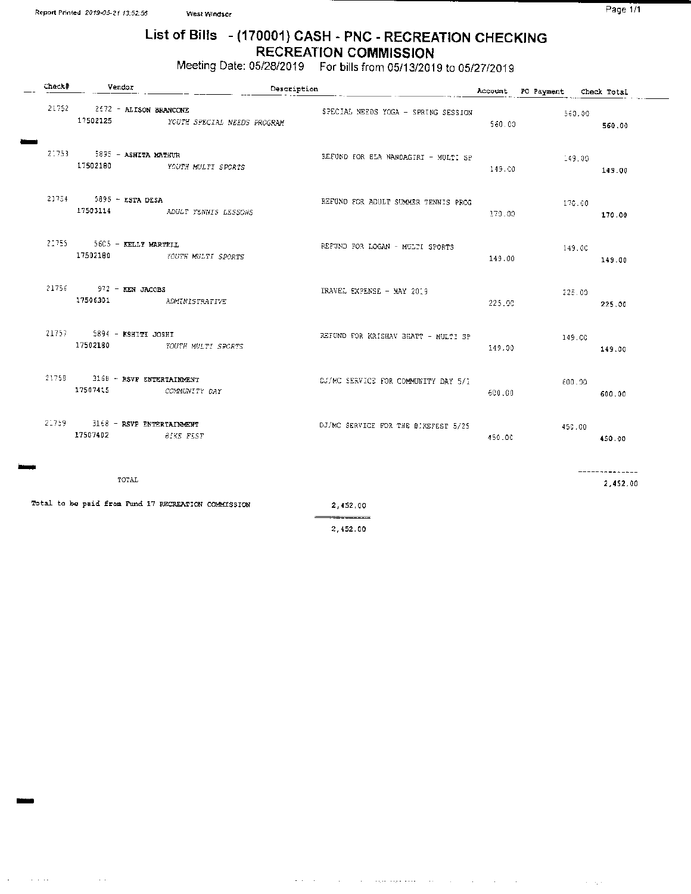Report Printed 2019-05-21 13:52:56 West Windsor

# List of Bills - (170001) CASH - PNC - RECREATION CHECKING
## RECREATION COMMISSION

Meeting Date: 05/28/2019 For bills from 05/13/2019 to 05/27/2019

| Check# | Vendor | Description | Account | PO Payment | Check Total |
|---|---|---|---|---|---|
| 21752 | 2672 - ALISON BRANCONE | SPECIAL NEEDS YOGA - SPRING SESSION | | 560.00 | |
| 17502125 | YOUTH SPECIAL NEEDS PROGRAM | | 560.00 | | 560.00 |
| 21753 | 5895 - ASHITA MATHUR | REFUND FOR ELA NANDAGIRI - MULTI SP | | 149.00 | |
| 17502180 | YOUTH MULTI SPORTS | | 149.00 | | 149.00 |
| 21754 | 5896 - ESTA DESA | REFUND FOR ADULT SUMMER TENNIS PROG | | 170.00 | |
| 17503114 | ADULT TENNIS LESSONS | | 170.00 | | 170.00 |
| 21755 | 5605 - KELLY MARTELL | REFUND FOR LOGAN - MULTI SPORTS | | 149.00 | |
| 17502180 | YOUTH MULTI SPORTS | | 149.00 | | 149.00 |
| 21756 | 972 - KEN JACOBS | TRAVEL EXPENSE - MAY 2019 | | 225.00 | |
| 17506301 | ADMINISTRATIVE | | 225.00 | | 225.00 |
| 21757 | 5894 - KSHITI JOSHI | REFUND FOR KRISHAV BHATT - MULTI SP | | 149.00 | |
| 17502180 | YOUTH MULTI SPORTS | | 149.00 | | 149.00 |
| 21758 | 3168 - RSVP ENTERTAINMENT | DJ/MC SERVICE FOR COMMUNITY DAY 5/1 | | 600.00 | |
| 17507415 | COMMUNITY DAY | | 600.00 | | 600.00 |
| 21759 | 3168 - RSVP ENTERTAINMENT | DJ/MC SERVICE FOR THE BIKEFEST 5/25 | | 450.00 | |
| 17507402 | BIKE FEST | | 450.00 | | 450.00 |
| | TOTAL | | | | 2,452.00 |

Total to be paid from Fund 17 RECREATION COMMISSION 2,452.00

2,452.00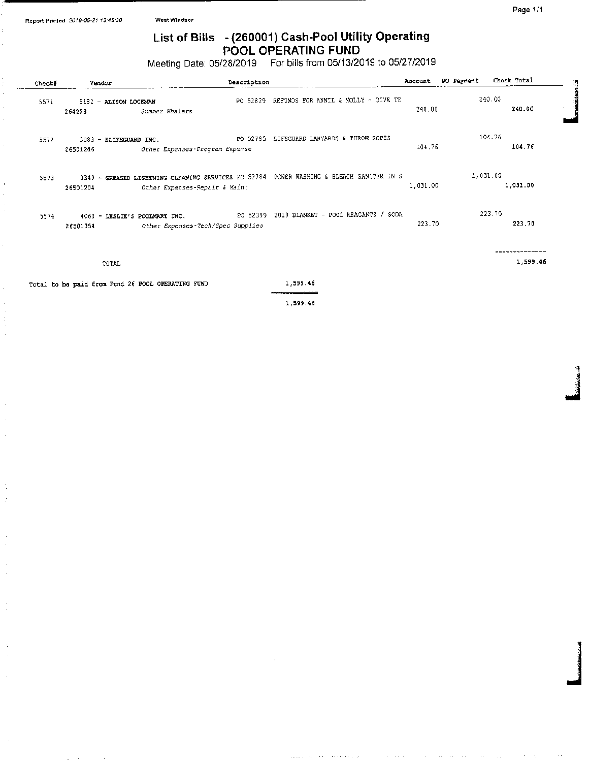Report Printed 2019-05-21 13:45:38 West Windsor

# List of Bills - (260001) Cash-Pool Utility Operating
## POOL OPERATING FUND

Meeting Date: 05/28/2019 For bills from 05/13/2019 to 05/27/2019

| Check# | Vendor | Description | Account | PO Payment | Check Total |
|---|---|---|---|---|---|
| 5571 | 5182 - ALISON LOCKMAN | PO 52829 REFUNDS FOR ANNIE & MOLLY - DIVE TE | | 240.00 | |
| | 264293 *Summer Whalers* | | 240.00 | | 240.00 |
| 5572 | 3083 - ELIFEGUARD INC. | PO 52765 LIFEGUARD LANYARDS & THROW ROPES | | 104.76 | |
| | 26501246 *Other Expenses-Program Expense* | | 104.76 | | 104.76 |
| 5573 | 3349 - GREASED LIGHTNING CLEANING SERVICES | PO 52784 POWER WASHING & BLEACH SANITER IN S | | 1,031.00 | |
| | 26501204 *Other Expenses-Repair & Maint* | | 1,031.00 | | 1,031.00 |
| 5574 | 4060 - LESLIE'S POOLMART INC. | PO 52399 2019 BLANKET - POOL REAGANTS / SODA | | 223.70 | |
| | 26501354 *Other Expenses-Tech/Spec Supplies* | | 223.70 | | 223.70 |
| | TOTAL | | | | 1,599.46 |

Total to be paid from Fund 26 POOL OPERATING FUND 1,599.46

1,599.46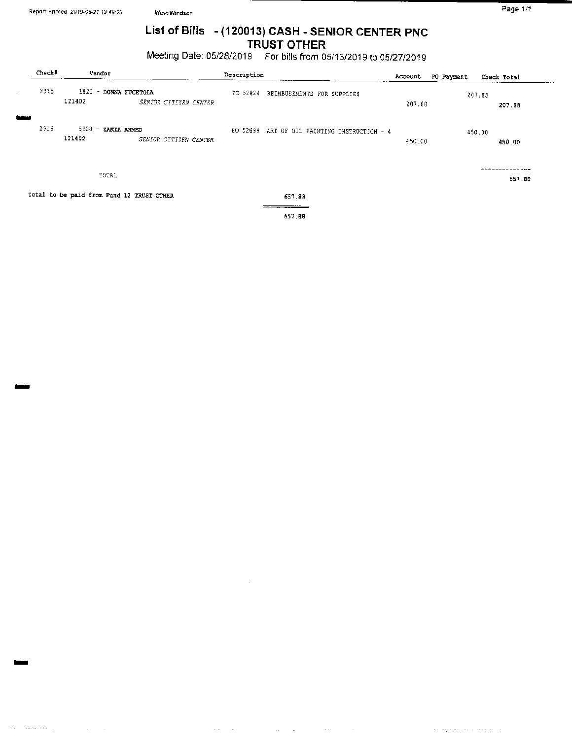# List of Bills - (120013) CASH - SENIOR CENTER PNC TRUST OTHER

Meeting Date: 05/28/2019 For bills from 05/13/2019 to 05/27/2019

| Check# | Vendor | Description | Account | PO Payment | Check Total |
|---|---|---|---|---|---|
| 2915 | 1820 - DONNA FUCETOLA | PO 52824 REIMBUSEMENTS FOR SUPPLIES | | 207.88 | |
| | 121402 SENIOR CITIZEN CENTER | | 207.88 | | 207.88 |
| 2916 | 5828 - ZAKIA AHMED | PO 52699 ART OF OIL PAINTING INSTRUCTION - 4 | | 450.00 | |
| | 121402 SENIOR CITIZEN CENTER | | 450.00 | | 450.00 |
| | TOTAL | | | | 657.88 |

Total to be paid from Fund 12 TRUST OTHER 657.88

657.88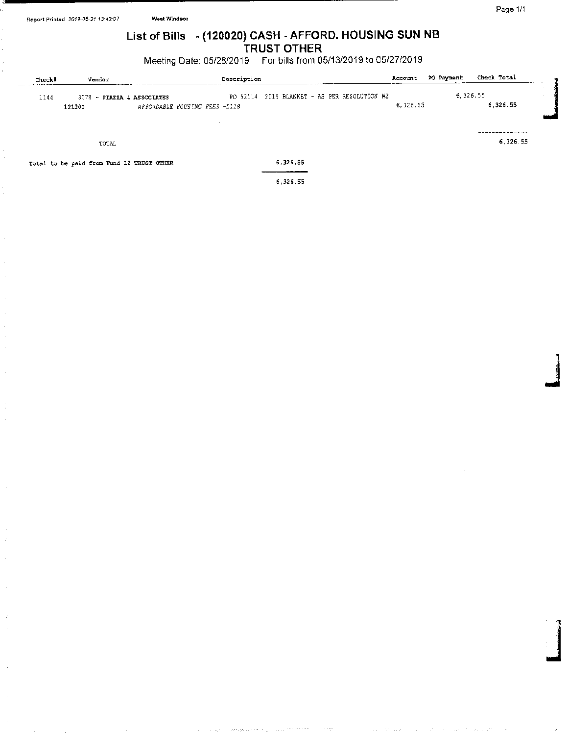Report Printed 2019-05-21 13:43:07 West Windsor

# List of Bills - (120020) CASH - AFFORD. HOUSING SUN NB TRUST OTHER

Meeting Date: 05/28/2019 For bills from 05/13/2019 to 05/27/2019

| Check# | Vendor | Description | Account | PO Payment | Check Total |
|---|---|---|---|---|---|
| 1144 | 3078 - PIAZZA & ASSOCIATES | PO 52114 2019 BLANKET - AS PER RESOLUTION #2 | | 6,326.55 | |
| | 121201 | *AFFORDABLE HOUSING FEES -L118* | 6,326.55 | | 6,326.55 |
| | TOTAL | | | | 6,326.55 |

Total to be paid from Fund 12 TRUST OTHER 6,326.55

6,326.55